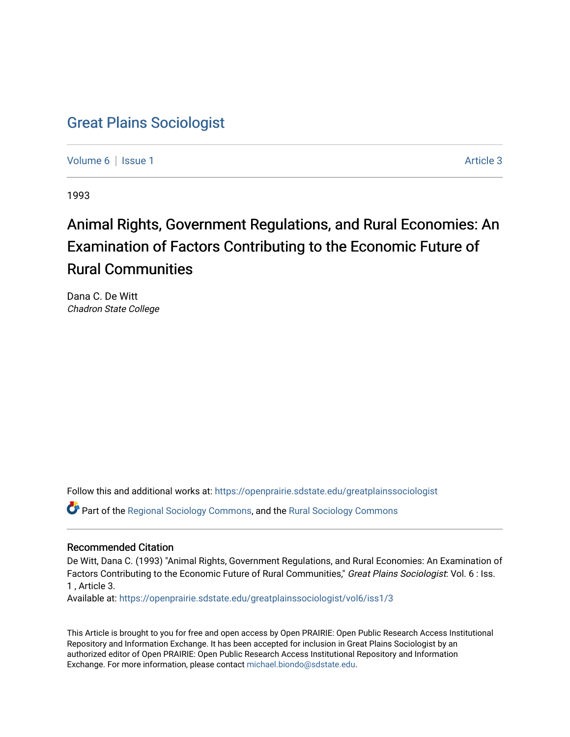# Great Plains Sociologist

Volume 6 | Issue 1 Article 3

1993

## Animal Rights, Government Regulations, and Rural Economies: An Examination of Factors Contributing to the Economic Future of Rural Communities

Dana C. De Witt
*Chadron State College*

Follow this and additional works at: https://openprairie.sdstate.edu/greatplainssociologist

Part of the Regional Sociology Commons, and the Rural Sociology Commons

### Recommended Citation

De Witt, Dana C. (1993) "Animal Rights, Government Regulations, and Rural Economies: An Examination of Factors Contributing to the Economic Future of Rural Communities," *Great Plains Sociologist*: Vol. 6 : Iss. 1 , Article 3.
Available at: https://openprairie.sdstate.edu/greatplainssociologist/vol6/iss1/3

This Article is brought to you for free and open access by Open PRAIRIE: Open Public Research Access Institutional Repository and Information Exchange. It has been accepted for inclusion in Great Plains Sociologist by an authorized editor of Open PRAIRIE: Open Public Research Access Institutional Repository and Information Exchange. For more information, please contact michael.biondo@sdstate.edu.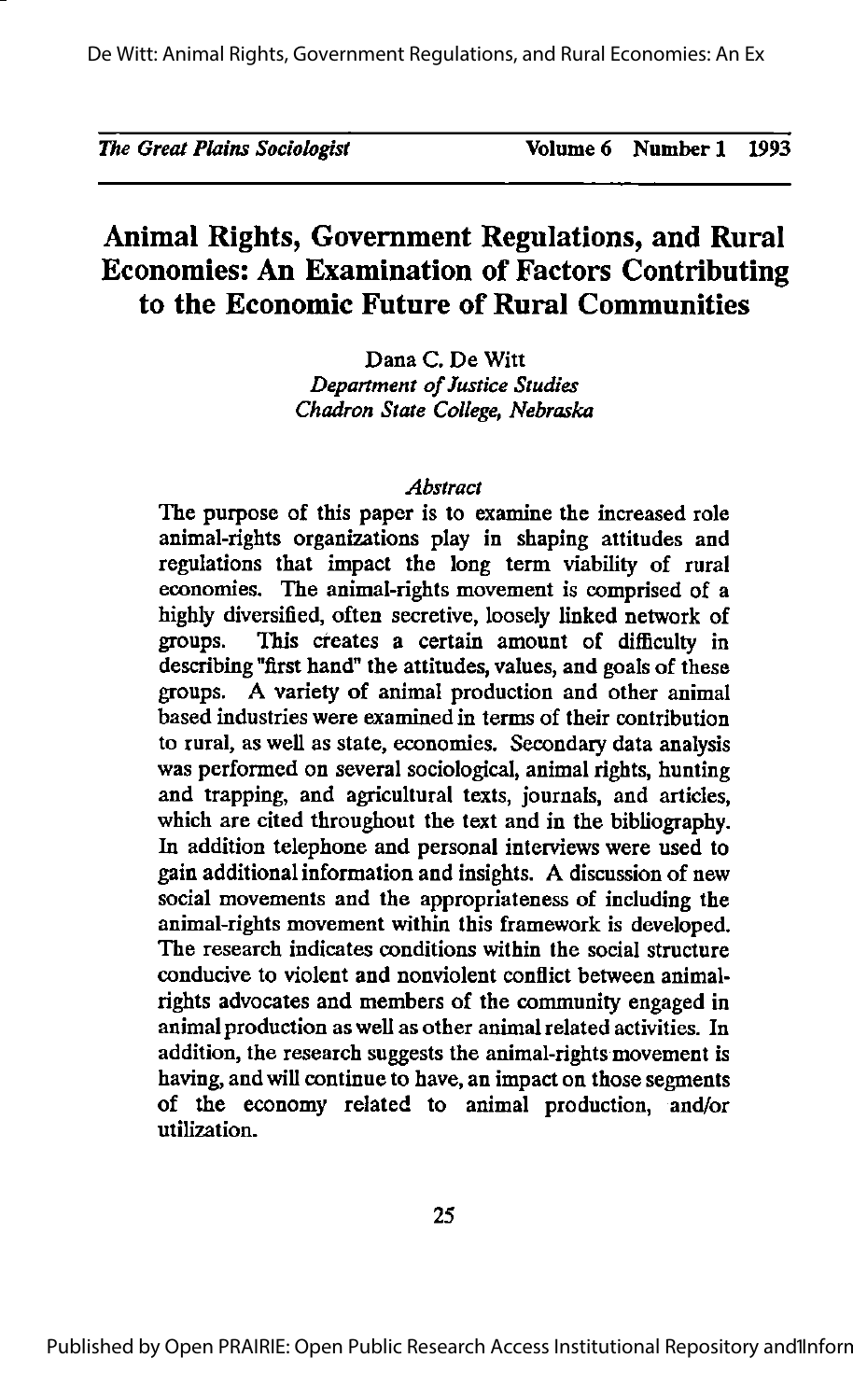# Animal Rights, Government Regulations, and Rural Economies: An Examination of Factors Contributing to the Economic Future of Rural Communities

Dana C. De Witt
*Department of Justice Studies*
*Chadron State College, Nebraska*

*Abstract*

The purpose of this paper is to examine the increased role animal-rights organizations play in shaping attitudes and regulations that impact the long term viability of rural economies. The animal-rights movement is comprised of a highly diversified, often secretive, loosely linked network of groups. This creates a certain amount of difficulty in describing "first hand" the attitudes, values, and goals of these groups. A variety of animal production and other animal based industries were examined in terms of their contribution to rural, as well as state, economies. Secondary data analysis was performed on several sociological, animal rights, hunting and trapping, and agricultural texts, journals, and articles, which are cited throughout the text and in the bibliography. In addition telephone and personal interviews were used to gain additional information and insights. A discussion of new social movements and the appropriateness of including the animal-rights movement within this framework is developed. The research indicates conditions within the social structure conducive to violent and nonviolent conflict between animal-rights advocates and members of the community engaged in animal production as well as other animal related activities. In addition, the research suggests the animal-rights movement is having, and will continue to have, an impact on those segments of the economy related to animal production, and/or utilization.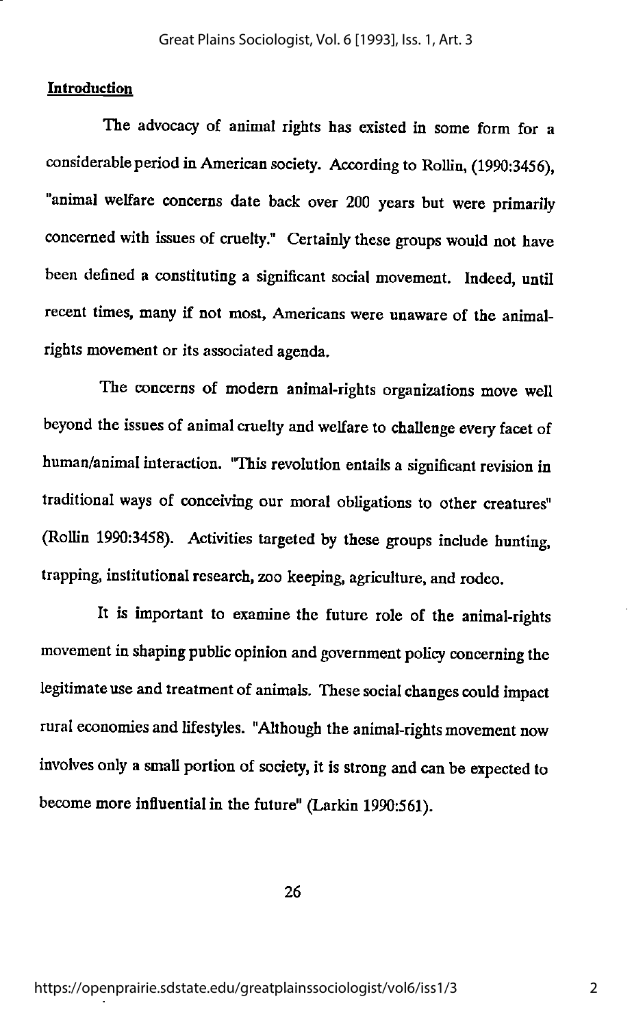## Introduction

The advocacy of animal rights has existed in some form for a considerable period in American society. According to Rollin, (1990:3456), "animal welfare concerns date back over 200 years but were primarily concerned with issues of cruelty." Certainly these groups would not have been defined a constituting a significant social movement. Indeed, until recent times, many if not most, Americans were unaware of the animal-rights movement or its associated agenda.

The concerns of modern animal-rights organizations move well beyond the issues of animal cruelty and welfare to challenge every facet of human/animal interaction. "This revolution entails a significant revision in traditional ways of conceiving our moral obligations to other creatures" (Rollin 1990:3458). Activities targeted by these groups include hunting, trapping, institutional research, zoo keeping, agriculture, and rodeo.

It is important to examine the future role of the animal-rights movement in shaping public opinion and government policy concerning the legitimate use and treatment of animals. These social changes could impact rural economies and lifestyles. "Although the animal-rights movement now involves only a small portion of society, it is strong and can be expected to become more influential in the future" (Larkin 1990:561).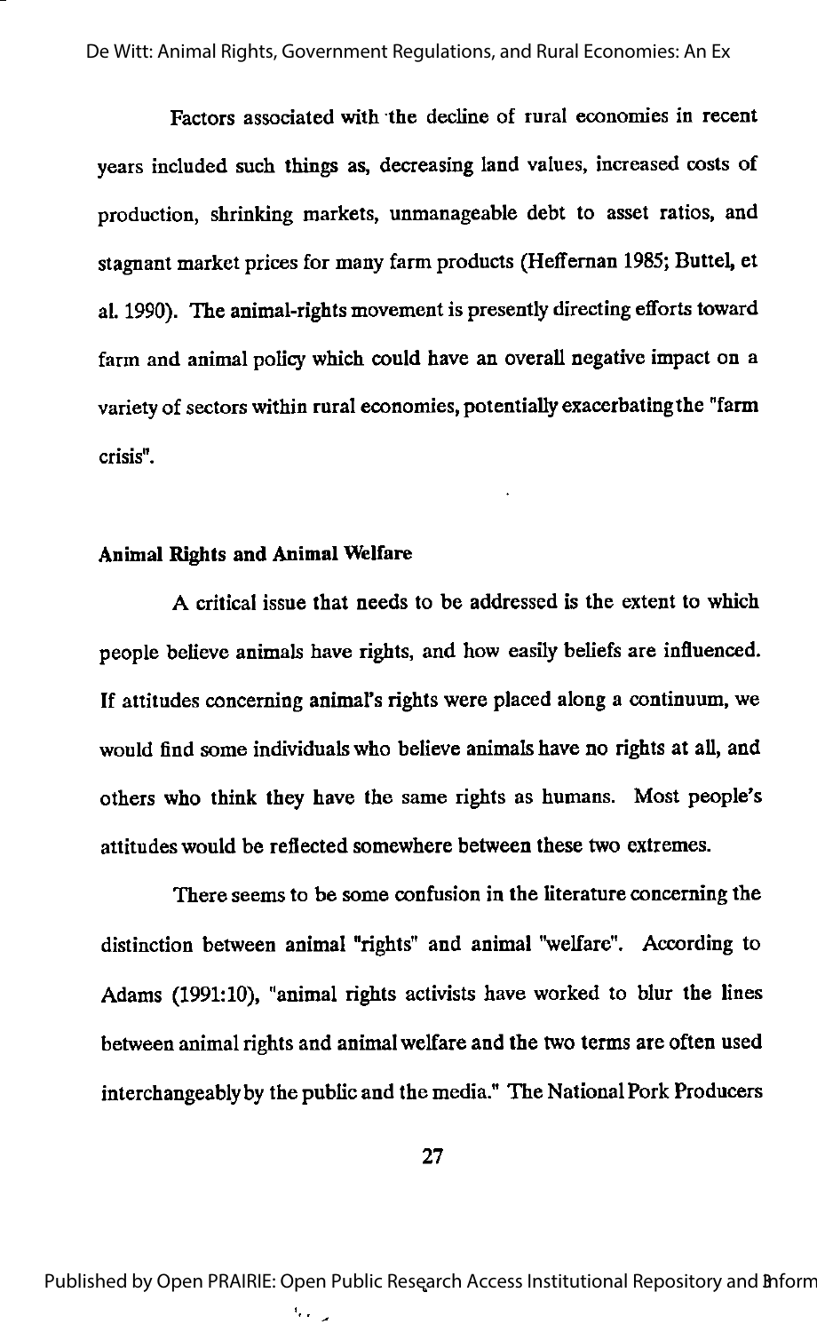Factors associated with the decline of rural economies in recent years included such things as, decreasing land values, increased costs of production, shrinking markets, unmanageable debt to asset ratios, and stagnant market prices for many farm products (Heffernan 1985; Buttel, et al. 1990). The animal-rights movement is presently directing efforts toward farm and animal policy which could have an overall negative impact on a variety of sectors within rural economies, potentially exacerbating the "farm crisis".

**Animal Rights and Animal Welfare**

A critical issue that needs to be addressed is the extent to which people believe animals have rights, and how easily beliefs are influenced. If attitudes concerning animal's rights were placed along a continuum, we would find some individuals who believe animals have no rights at all, and others who think they have the same rights as humans. Most people's attitudes would be reflected somewhere between these two extremes.

There seems to be some confusion in the literature concerning the distinction between animal "rights" and animal "welfare". According to Adams (1991:10), "animal rights activists have worked to blur the lines between animal rights and animal welfare and the two terms are often used interchangeably by the public and the media." The National Pork Producers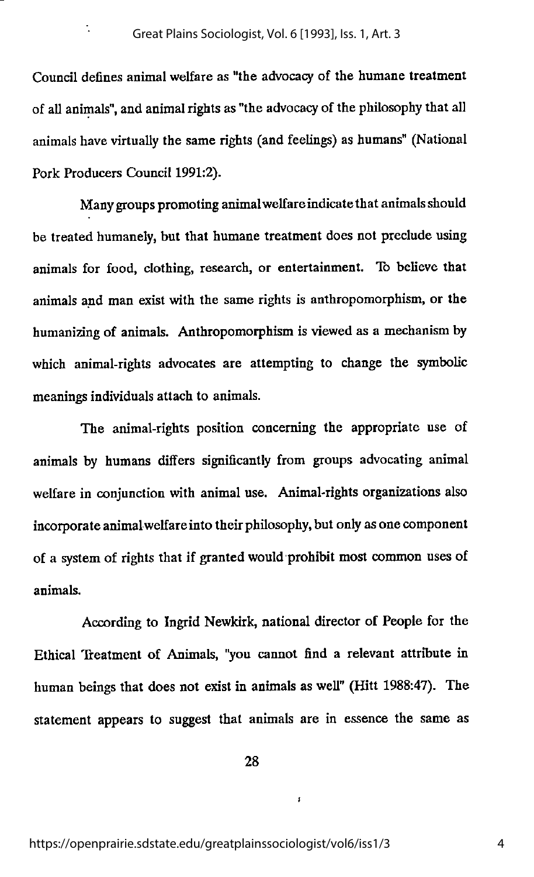Council defines animal welfare as "the advocacy of the humane treatment of all animals", and animal rights as "the advocacy of the philosophy that all animals have virtually the same rights (and feelings) as humans" (National Pork Producers Council 1991:2).

Many groups promoting animal welfare indicate that animals should be treated humanely, but that humane treatment does not preclude using animals for food, clothing, research, or entertainment. To believe that animals and man exist with the same rights is anthropomorphism, or the humanizing of animals. Anthropomorphism is viewed as a mechanism by which animal-rights advocates are attempting to change the symbolic meanings individuals attach to animals.

The animal-rights position concerning the appropriate use of animals by humans differs significantly from groups advocating animal welfare in conjunction with animal use. Animal-rights organizations also incorporate animal welfare into their philosophy, but only as one component of a system of rights that if granted would prohibit most common uses of animals.

According to Ingrid Newkirk, national director of People for the Ethical Treatment of Animals, "you cannot find a relevant attribute in human beings that does not exist in animals as well" (Hitt 1988:47). The statement appears to suggest that animals are in essence the same as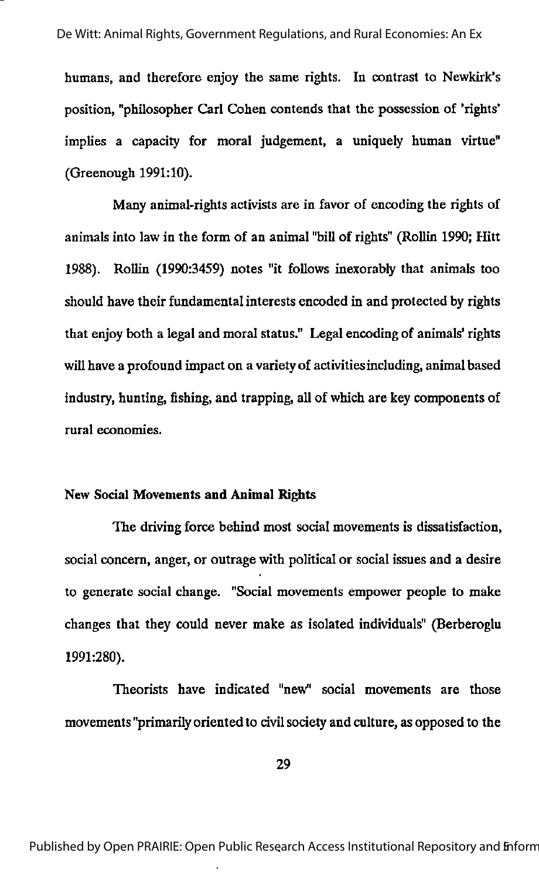humans, and therefore enjoy the same rights. In contrast to Newkirk's position, "philosopher Carl Cohen contends that the possession of 'rights' implies a capacity for moral judgement, a uniquely human virtue" (Greenough 1991:10).

Many animal-rights activists are in favor of encoding the rights of animals into law in the form of an animal "bill of rights" (Rollin 1990; Hitt 1988). Rollin (1990:3459) notes "it follows inexorably that animals too should have their fundamental interests encoded in and protected by rights that enjoy both a legal and moral status." Legal encoding of animals' rights will have a profound impact on a variety of activities including, animal based industry, hunting, fishing, and trapping, all of which are key components of rural economies.

### New Social Movements and Animal Rights

The driving force behind most social movements is dissatisfaction, social concern, anger, or outrage with political or social issues and a desire to generate social change. "Social movements empower people to make changes that they could never make as isolated individuals" (Berberoglu 1991:280).

Theorists have indicated "new" social movements are those movements "primarily oriented to civil society and culture, as opposed to the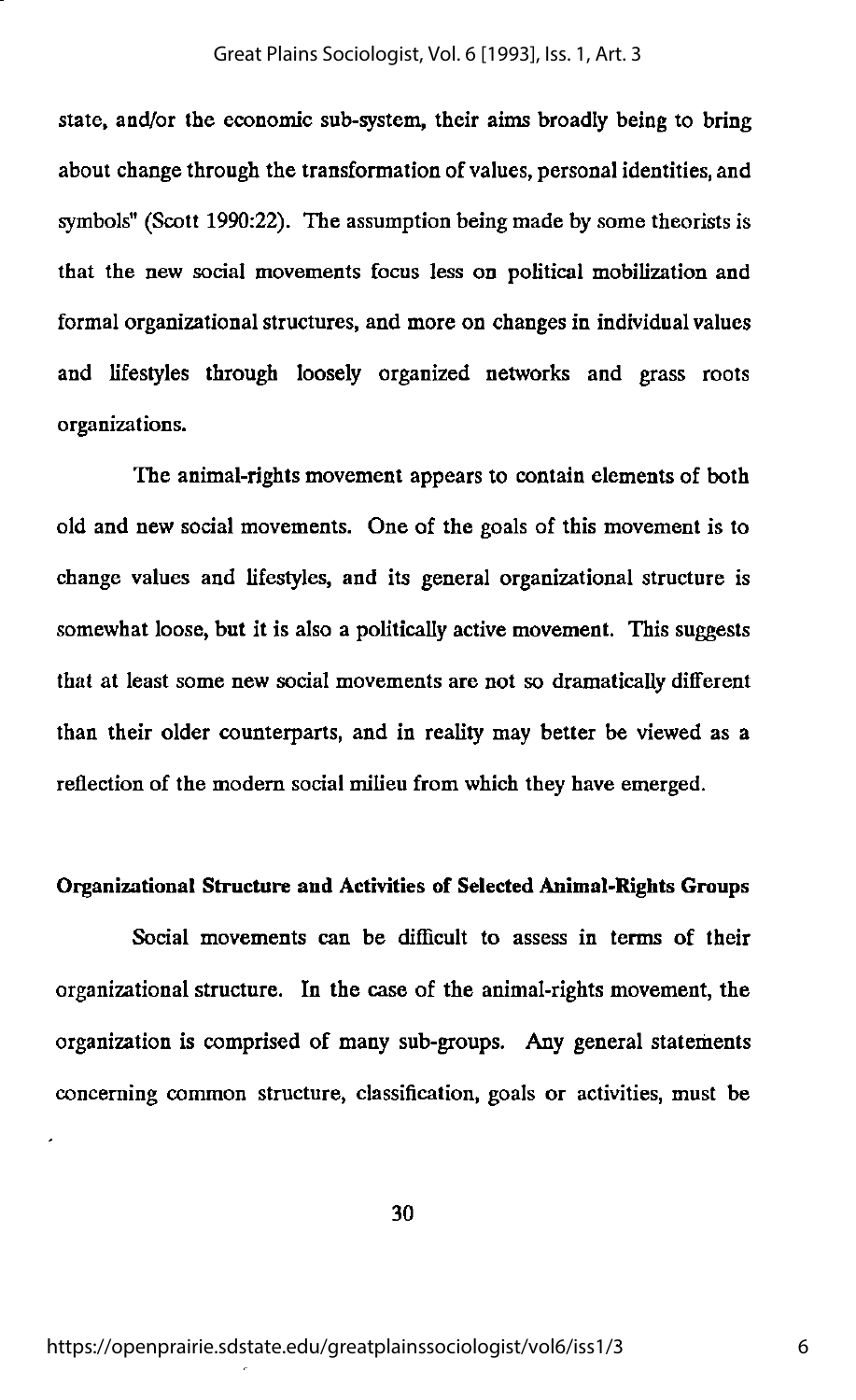state, and/or the economic sub-system, their aims broadly being to bring about change through the transformation of values, personal identities, and symbols" (Scott 1990:22). The assumption being made by some theorists is that the new social movements focus less on political mobilization and formal organizational structures, and more on changes in individual values and lifestyles through loosely organized networks and grass roots organizations.

The animal-rights movement appears to contain elements of both old and new social movements. One of the goals of this movement is to change values and lifestyles, and its general organizational structure is somewhat loose, but it is also a politically active movement. This suggests that at least some new social movements are not so dramatically different than their older counterparts, and in reality may better be viewed as a reflection of the modern social milieu from which they have emerged.

## Organizational Structure and Activities of Selected Animal-Rights Groups

Social movements can be difficult to assess in terms of their organizational structure. In the case of the animal-rights movement, the organization is comprised of many sub-groups. Any general statements concerning common structure, classification, goals or activities, must be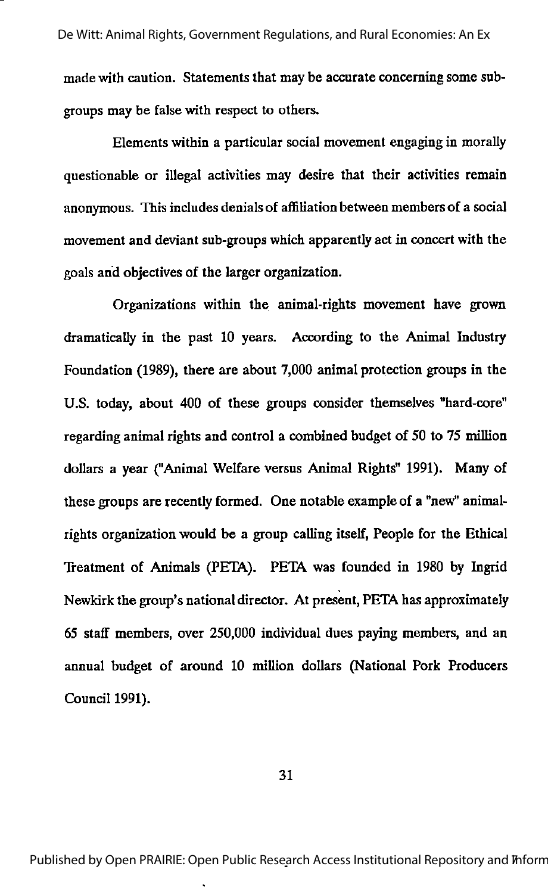made with caution. Statements that may be accurate concerning some sub-groups may be false with respect to others.

Elements within a particular social movement engaging in morally questionable or illegal activities may desire that their activities remain anonymous. This includes denials of affiliation between members of a social movement and deviant sub-groups which apparently act in concert with the goals and objectives of the larger organization.

Organizations within the animal-rights movement have grown dramatically in the past 10 years. According to the Animal Industry Foundation (1989), there are about 7,000 animal protection groups in the U.S. today, about 400 of these groups consider themselves "hard-core" regarding animal rights and control a combined budget of 50 to 75 million dollars a year ("Animal Welfare versus Animal Rights" 1991). Many of these groups are recently formed. One notable example of a "new" animal-rights organization would be a group calling itself, People for the Ethical Treatment of Animals (PETA). PETA was founded in 1980 by Ingrid Newkirk the group's national director. At present, PETA has approximately 65 staff members, over 250,000 individual dues paying members, and an annual budget of around 10 million dollars (National Pork Producers Council 1991).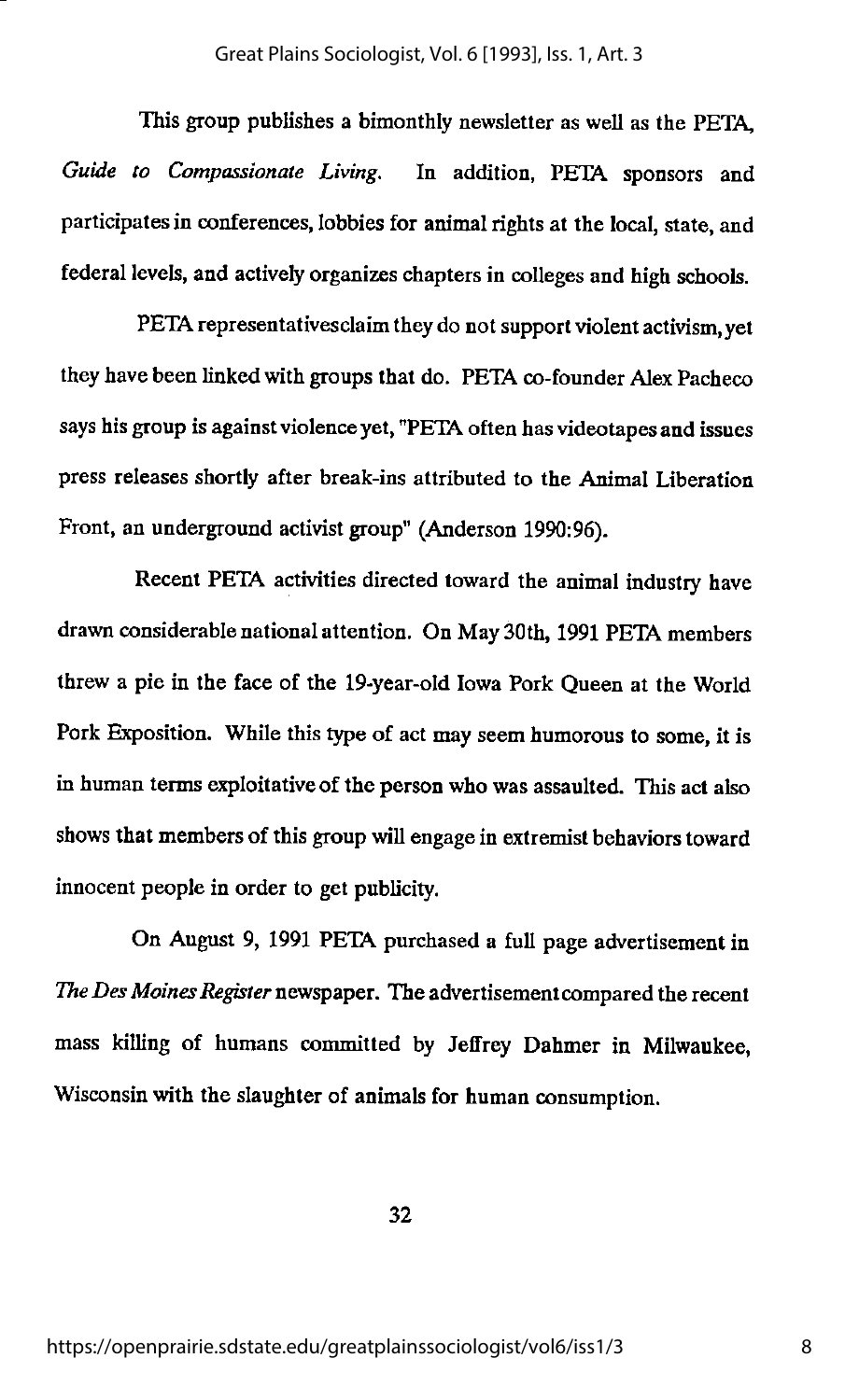This group publishes a bimonthly newsletter as well as the PETA, *Guide to Compassionate Living.* In addition, PETA sponsors and participates in conferences, lobbies for animal rights at the local, state, and federal levels, and actively organizes chapters in colleges and high schools.

PETA representativesclaim they do not support violent activism, yet they have been linked with groups that do. PETA co-founder Alex Pacheco says his group is against violence yet, "PETA often has videotapes and issues press releases shortly after break-ins attributed to the Animal Liberation Front, an underground activist group" (Anderson 1990:96).

Recent PETA activities directed toward the animal industry have drawn considerable national attention. On May 30th, 1991 PETA members threw a pie in the face of the 19-year-old Iowa Pork Queen at the World Pork Exposition. While this type of act may seem humorous to some, it is in human terms exploitative of the person who was assaulted. This act also shows that members of this group will engage in extremist behaviors toward innocent people in order to get publicity.

On August 9, 1991 PETA purchased a full page advertisement in *The Des Moines Register* newspaper. The advertisement compared the recent mass killing of humans committed by Jeffrey Dahmer in Milwaukee, Wisconsin with the slaughter of animals for human consumption.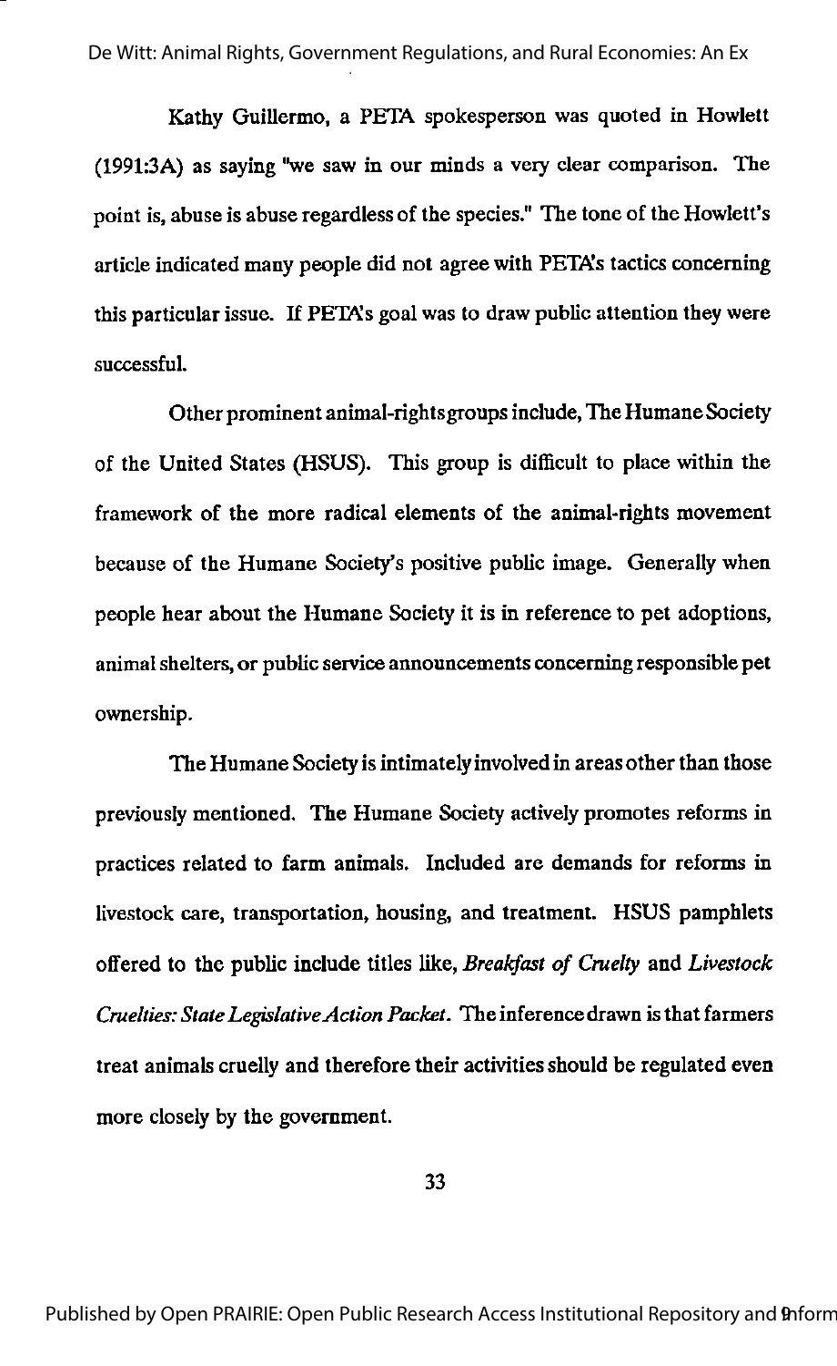Kathy Guillermo, a PETA spokesperson was quoted in Howlett (1991:3A) as saying "we saw in our minds a very clear comparison. The point is, abuse is abuse regardless of the species." The tone of the Howlett's article indicated many people did not agree with PETA's tactics concerning this particular issue. If PETA's goal was to draw public attention they were successful.

Other prominent animal-rights groups include, The Humane Society of the United States (HSUS). This group is difficult to place within the framework of the more radical elements of the animal-rights movement because of the Humane Society's positive public image. Generally when people hear about the Humane Society it is in reference to pet adoptions, animal shelters, or public service announcements concerning responsible pet ownership.

The Humane Society is intimately involved in areas other than those previously mentioned. The Humane Society actively promotes reforms in practices related to farm animals. Included are demands for reforms in livestock care, transportation, housing, and treatment. HSUS pamphlets offered to the public include titles like, *Breakfast of Cruelty* and *Livestock Cruelties: State Legislative Action Packet*. The inference drawn is that farmers treat animals cruelly and therefore their activities should be regulated even more closely by the government.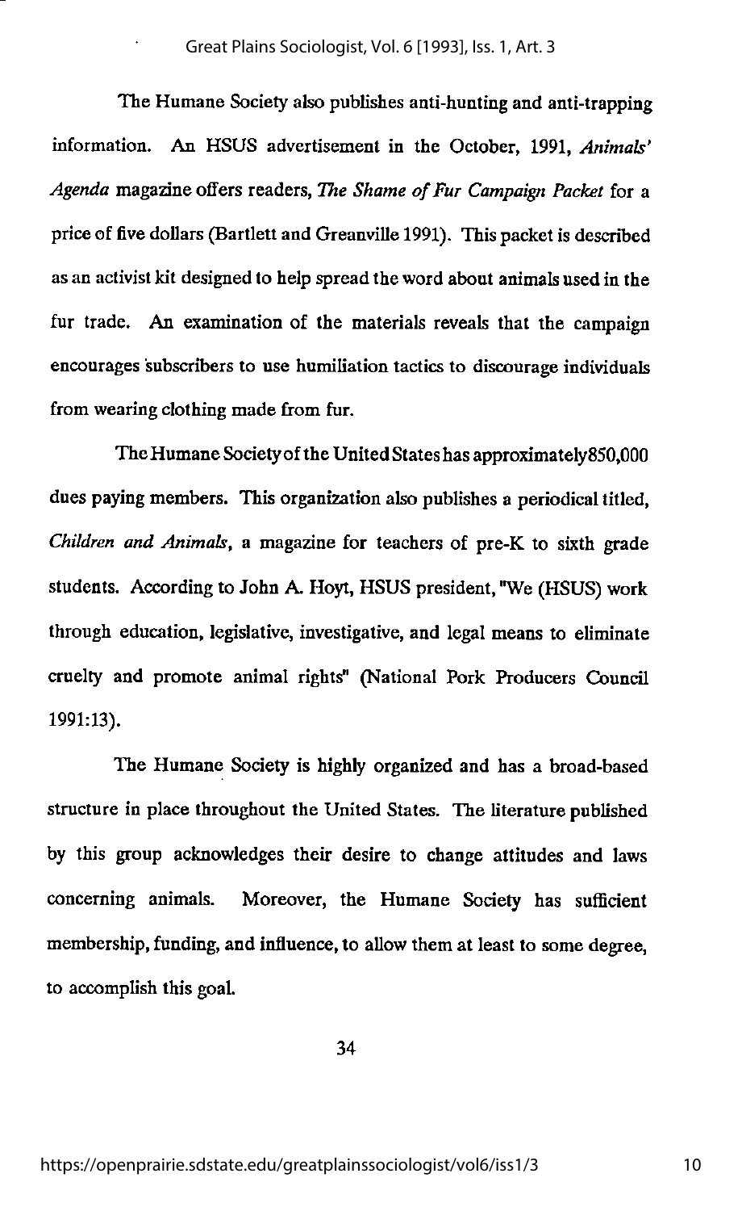The Humane Society also publishes anti-hunting and anti-trapping information. An HSUS advertisement in the October, 1991, *Animals' Agenda* magazine offers readers, *The Shame of Fur Campaign Packet* for a price of five dollars (Bartlett and Greanville 1991). This packet is described as an activist kit designed to help spread the word about animals used in the fur trade. An examination of the materials reveals that the campaign encourages subscribers to use humiliation tactics to discourage individuals from wearing clothing made from fur.

The Humane Society of the United States has approximately850,000 dues paying members. This organization also publishes a periodical titled, *Children and Animals*, a magazine for teachers of pre-K to sixth grade students. According to John A. Hoyt, HSUS president, "We (HSUS) work through education, legislative, investigative, and legal means to eliminate cruelty and promote animal rights" (National Pork Producers Council 1991:13).

The Humane Society is highly organized and has a broad-based structure in place throughout the United States. The literature published by this group acknowledges their desire to change attitudes and laws concerning animals. Moreover, the Humane Society has sufficient membership, funding, and influence, to allow them at least to some degree, to accomplish this goal.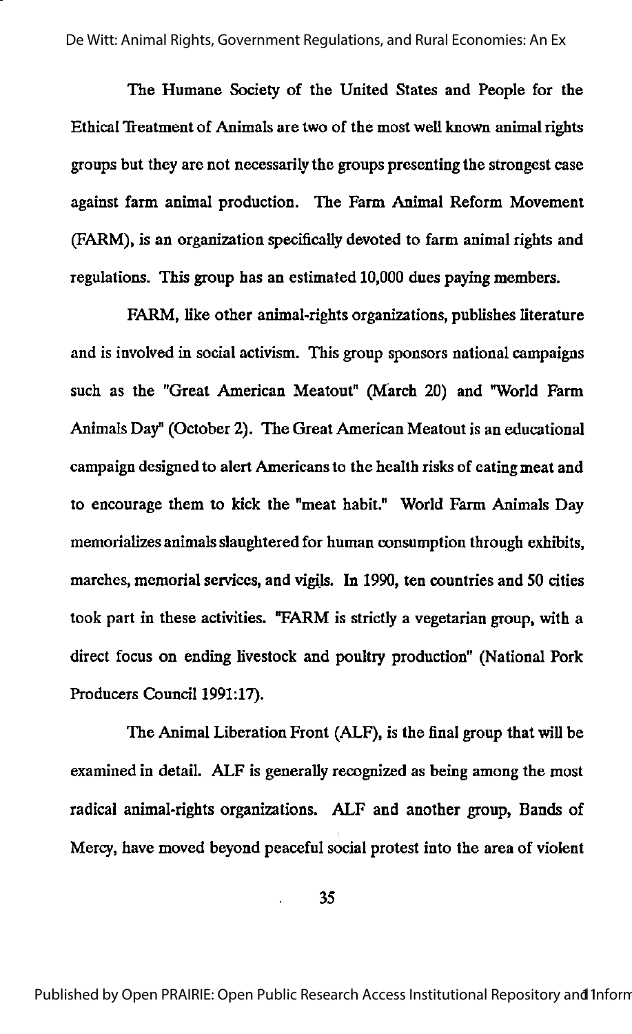The Humane Society of the United States and People for the Ethical Treatment of Animals are two of the most well known animal rights groups but they are not necessarily the groups presenting the strongest case against farm animal production. The Farm Animal Reform Movement (FARM), is an organization specifically devoted to farm animal rights and regulations. This group has an estimated 10,000 dues paying members.

FARM, like other animal-rights organizations, publishes literature and is involved in social activism. This group sponsors national campaigns such as the "Great American Meatout" (March 20) and "World Farm Animals Day" (October 2). The Great American Meatout is an educational campaign designed to alert Americans to the health risks of eating meat and to encourage them to kick the "meat habit." World Farm Animals Day memorializes animals slaughtered for human consumption through exhibits, marches, memorial services, and vigils. In 1990, ten countries and 50 cities took part in these activities. "FARM is strictly a vegetarian group, with a direct focus on ending livestock and poultry production" (National Pork Producers Council 1991:17).

The Animal Liberation Front (ALF), is the final group that will be examined in detail. ALF is generally recognized as being among the most radical animal-rights organizations. ALF and another group, Bands of Mercy, have moved beyond peaceful social protest into the area of violent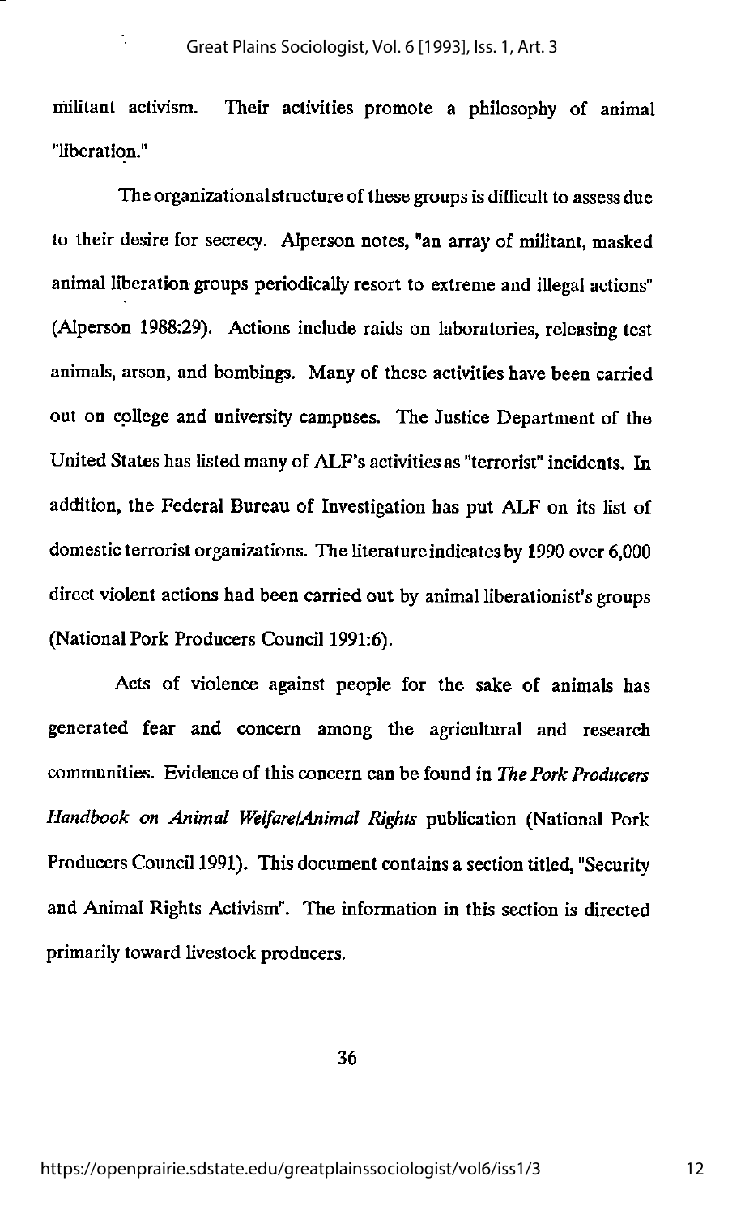militant activism. Their activities promote a philosophy of animal "liberation."

The organizational structure of these groups is difficult to assess due to their desire for secrecy. Alperson notes, "an array of militant, masked animal liberation groups periodically resort to extreme and illegal actions" (Alperson 1988:29). Actions include raids on laboratories, releasing test animals, arson, and bombings. Many of these activities have been carried out on college and university campuses. The Justice Department of the United States has listed many of ALF's activities as "terrorist" incidents. In addition, the Federal Bureau of Investigation has put ALF on its list of domestic terrorist organizations. The literature indicates by 1990 over 6,000 direct violent actions had been carried out by animal liberationist's groups (National Pork Producers Council 1991:6).

Acts of violence against people for the sake of animals has generated fear and concern among the agricultural and research communities. Evidence of this concern can be found in *The Pork Producers Handbook on Animal Welfare/Animal Rights* publication (National Pork Producers Council 1991). This document contains a section titled, "Security and Animal Rights Activism". The information in this section is directed primarily toward livestock producers.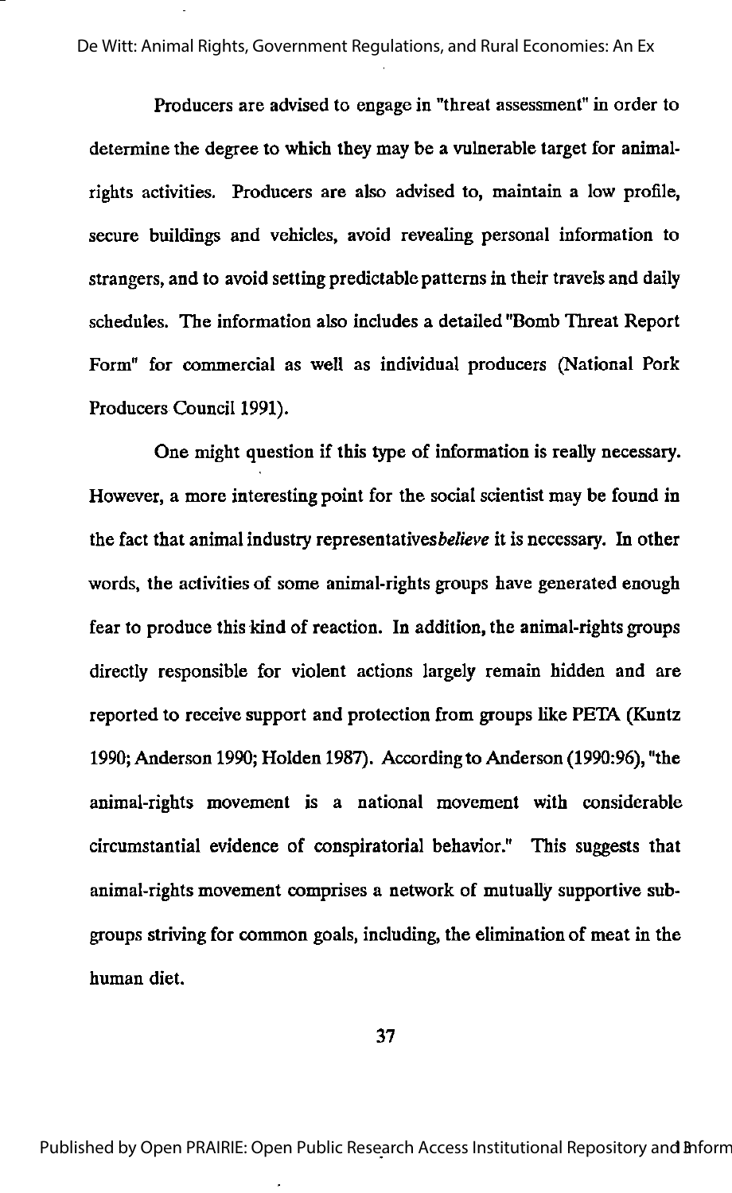Producers are advised to engage in "threat assessment" in order to determine the degree to which they may be a vulnerable target for animal-rights activities. Producers are also advised to, maintain a low profile, secure buildings and vehicles, avoid revealing personal information to strangers, and to avoid setting predictable patterns in their travels and daily schedules. The information also includes a detailed "Bomb Threat Report Form" for commercial as well as individual producers (National Pork Producers Council 1991).

One might question if this type of information is really necessary. However, a more interesting point for the social scientist may be found in the fact that animal industry representatives *believe* it is necessary. In other words, the activities of some animal-rights groups have generated enough fear to produce this kind of reaction. In addition, the animal-rights groups directly responsible for violent actions largely remain hidden and are reported to receive support and protection from groups like PETA (Kuntz 1990; Anderson 1990; Holden 1987). According to Anderson (1990:96), "the animal-rights movement is a national movement with considerable circumstantial evidence of conspiratorial behavior." This suggests that animal-rights movement comprises a network of mutually supportive sub-groups striving for common goals, including, the elimination of meat in the human diet.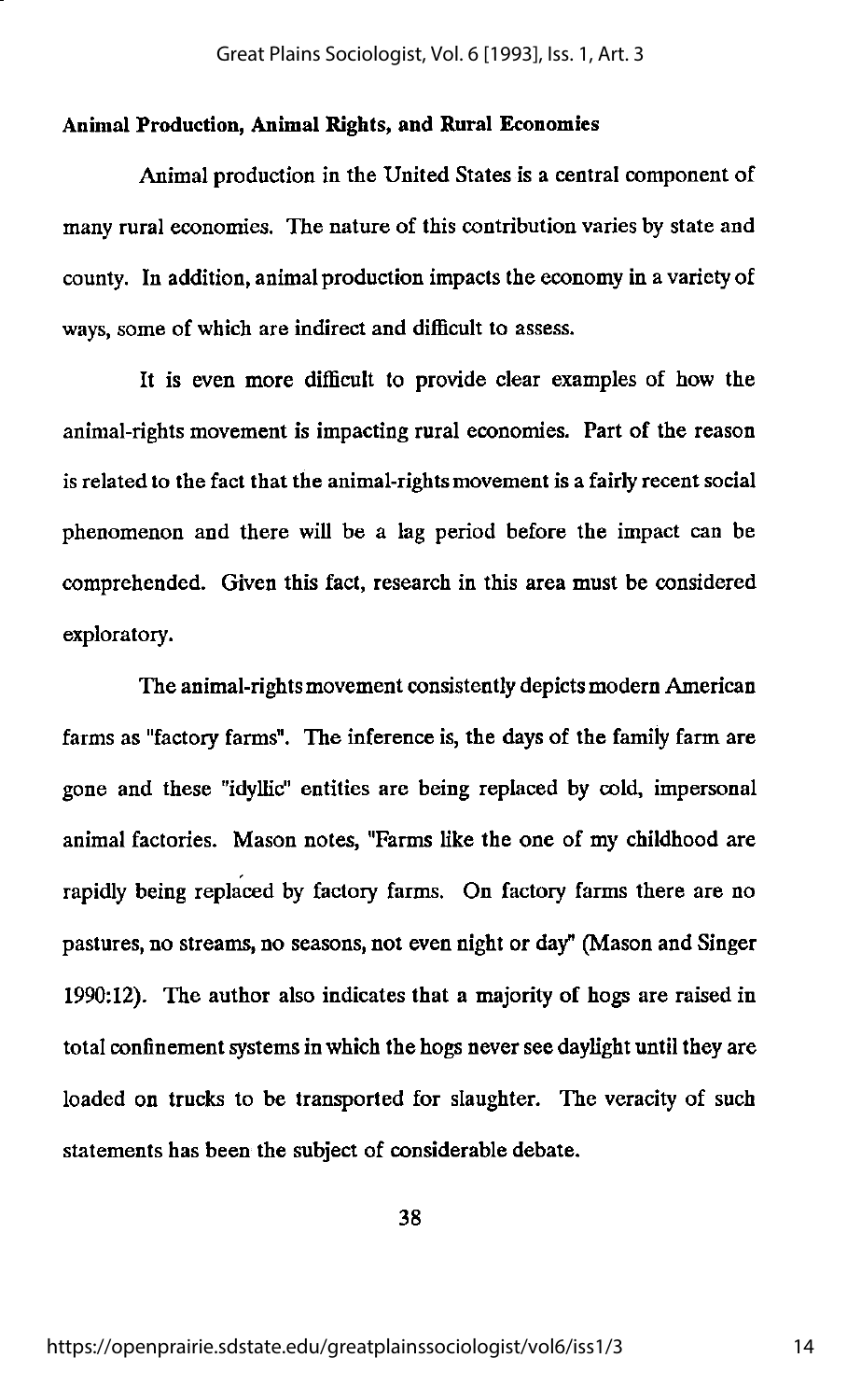**Animal Production, Animal Rights, and Rural Economies**

Animal production in the United States is a central component of many rural economies. The nature of this contribution varies by state and county. In addition, animal production impacts the economy in a variety of ways, some of which are indirect and difficult to assess.

It is even more difficult to provide clear examples of how the animal-rights movement is impacting rural economies. Part of the reason is related to the fact that the animal-rights movement is a fairly recent social phenomenon and there will be a lag period before the impact can be comprehended. Given this fact, research in this area must be considered exploratory.

The animal-rights movement consistently depicts modern American farms as "factory farms". The inference is, the days of the family farm are gone and these "idyllic" entities are being replaced by cold, impersonal animal factories. Mason notes, "Farms like the one of my childhood are rapidly being replaced by factory farms. On factory farms there are no pastures, no streams, no seasons, not even night or day" (Mason and Singer 1990:12). The author also indicates that a majority of hogs are raised in total confinement systems in which the hogs never see daylight until they are loaded on trucks to be transported for slaughter. The veracity of such statements has been the subject of considerable debate.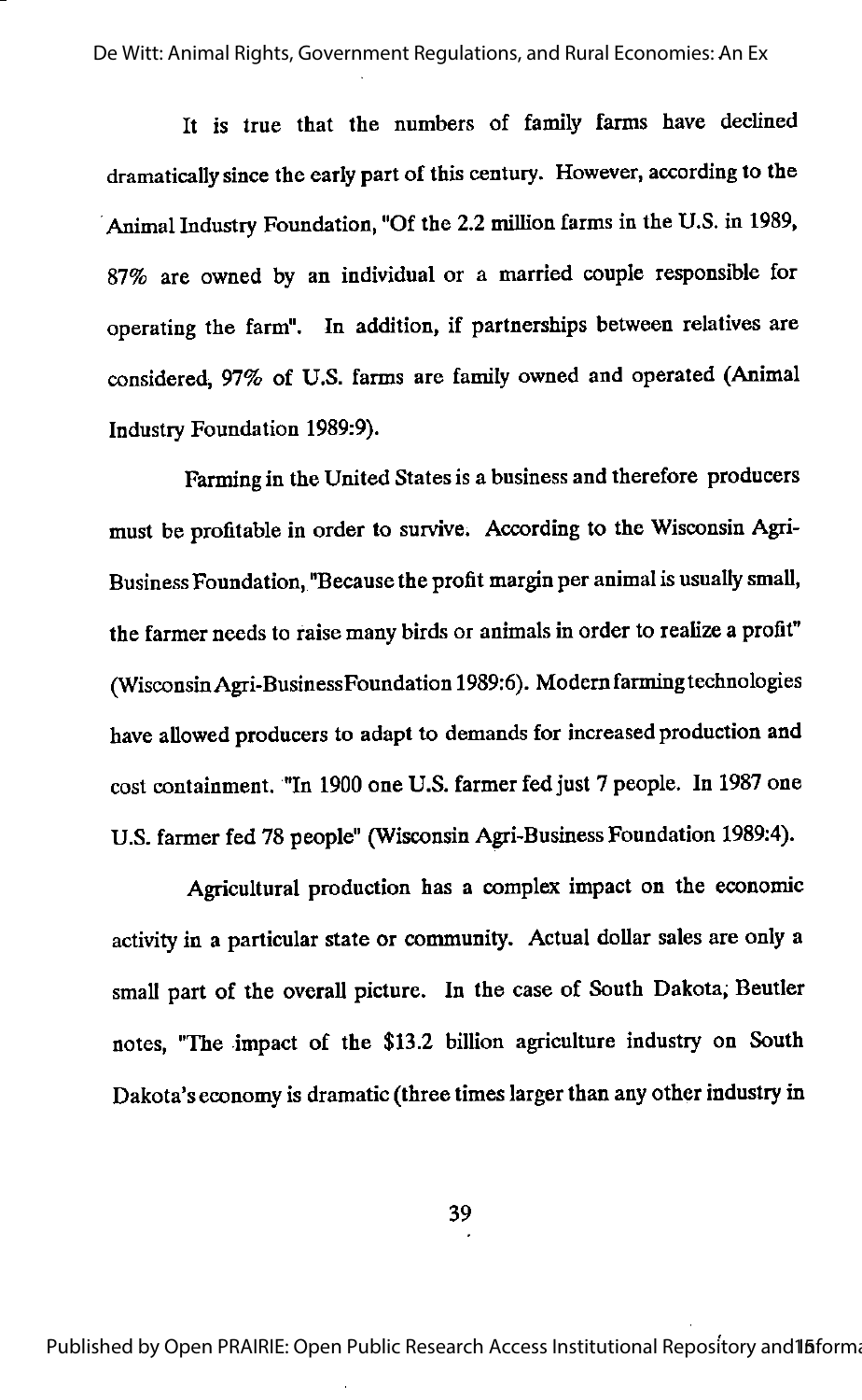It is true that the numbers of family farms have declined dramatically since the early part of this century. However, according to the Animal Industry Foundation, "Of the 2.2 million farms in the U.S. in 1989, 87% are owned by an individual or a married couple responsible for operating the farm". In addition, if partnerships between relatives are considered, 97% of U.S. farms are family owned and operated (Animal Industry Foundation 1989:9).

Farming in the United States is a business and therefore producers must be profitable in order to survive. According to the Wisconsin Agri-Business Foundation, "Because the profit margin per animal is usually small, the farmer needs to raise many birds or animals in order to realize a profit" (Wisconsin Agri-Business Foundation 1989:6). Modern farming technologies have allowed producers to adapt to demands for increased production and cost containment. "In 1900 one U.S. farmer fed just 7 people. In 1987 one U.S. farmer fed 78 people" (Wisconsin Agri-Business Foundation 1989:4).

Agricultural production has a complex impact on the economic activity in a particular state or community. Actual dollar sales are only a small part of the overall picture. In the case of South Dakota, Beutler notes, "The impact of the $13.2 billion agriculture industry on South Dakota's economy is dramatic (three times larger than any other industry in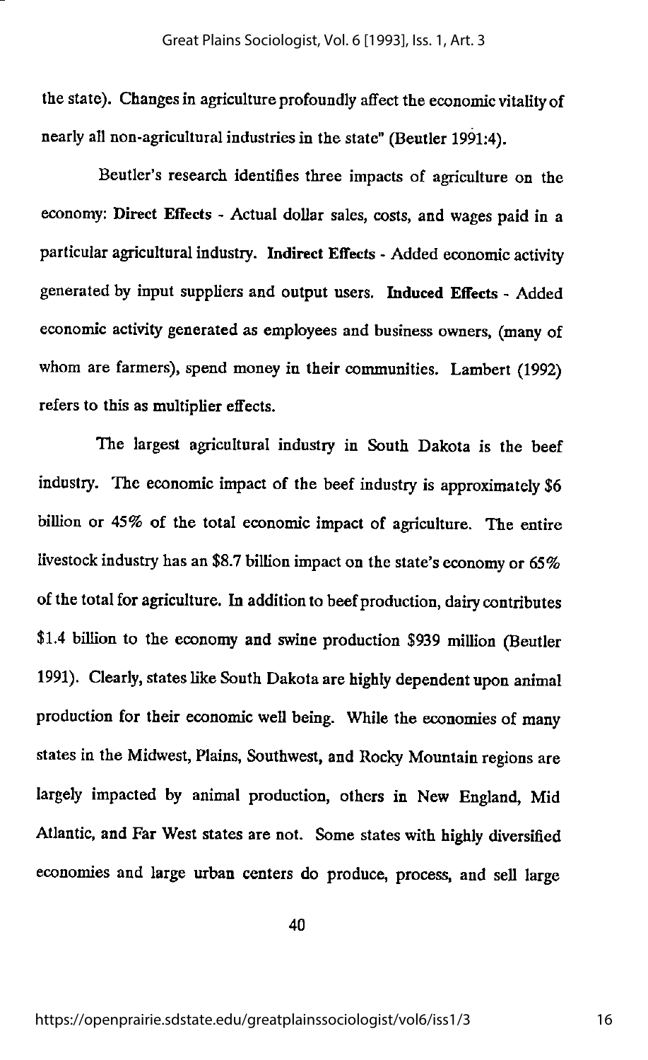the state). Changes in agriculture profoundly affect the economic vitality of nearly all non-agricultural industries in the state" (Beutler 1991:4).

Beutler's research identifies three impacts of agriculture on the economy: **Direct Effects** - Actual dollar sales, costs, and wages paid in a particular agricultural industry. **Indirect Effects** - Added economic activity generated by input suppliers and output users. **Induced Effects** - Added economic activity generated as employees and business owners, (many of whom are farmers), spend money in their communities. Lambert (1992) refers to this as multiplier effects.

The largest agricultural industry in South Dakota is the beef industry. The economic impact of the beef industry is approximately $6 billion or 45% of the total economic impact of agriculture. The entire livestock industry has an $8.7 billion impact on the state's economy or 65% of the total for agriculture. In addition to beef production, dairy contributes $1.4 billion to the economy and swine production $939 million (Beutler 1991). Clearly, states like South Dakota are highly dependent upon animal production for their economic well being. While the economies of many states in the Midwest, Plains, Southwest, and Rocky Mountain regions are largely impacted by animal production, others in New England, Mid Atlantic, and Far West states are not. Some states with highly diversified economies and large urban centers do produce, process, and sell large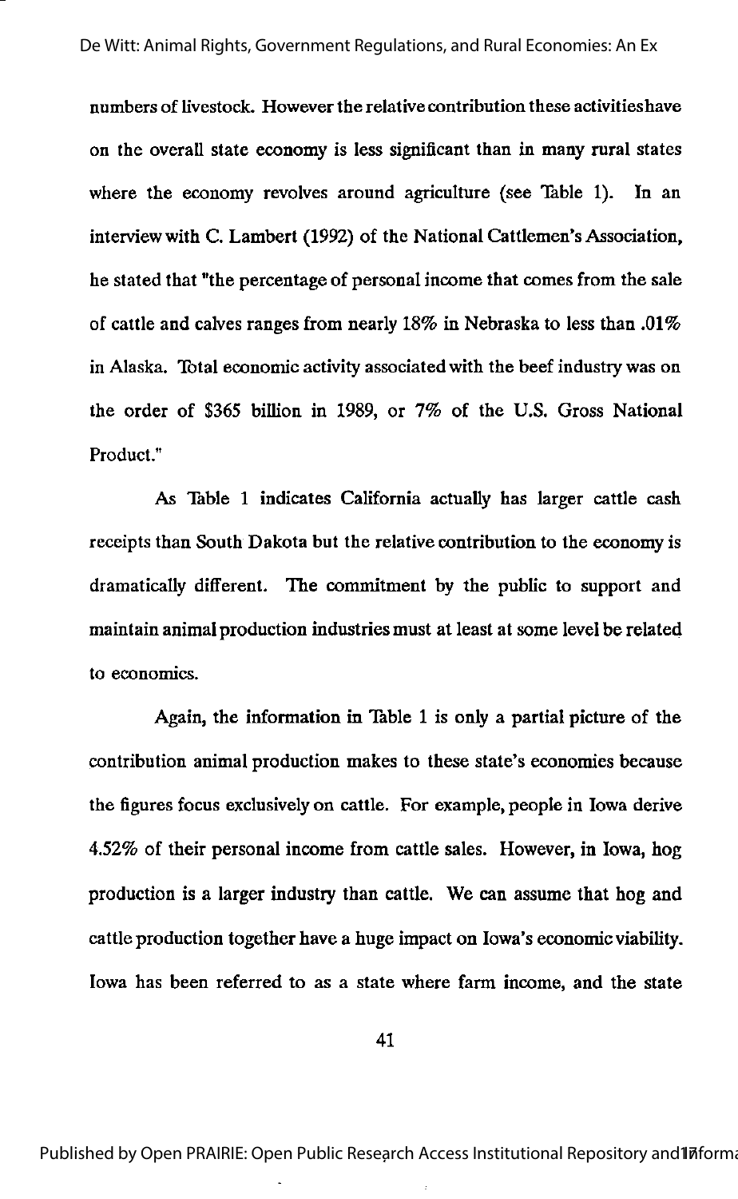numbers of livestock. However the relative contribution these activities have on the overall state economy is less significant than in many rural states where the economy revolves around agriculture (see Table 1). In an interview with C. Lambert (1992) of the National Cattlemen's Association, he stated that "the percentage of personal income that comes from the sale of cattle and calves ranges from nearly 18% in Nebraska to less than .01% in Alaska. Total economic activity associated with the beef industry was on the order of $365 billion in 1989, or 7% of the U.S. Gross National Product."

As Table 1 indicates California actually has larger cattle cash receipts than South Dakota but the relative contribution to the economy is dramatically different. The commitment by the public to support and maintain animal production industries must at least at some level be related to economics.

Again, the information in Table 1 is only a partial picture of the contribution animal production makes to these state's economies because the figures focus exclusively on cattle. For example, people in Iowa derive 4.52% of their personal income from cattle sales. However, in Iowa, hog production is a larger industry than cattle. We can assume that hog and cattle production together have a huge impact on Iowa's economic viability. Iowa has been referred to as a state where farm income, and the state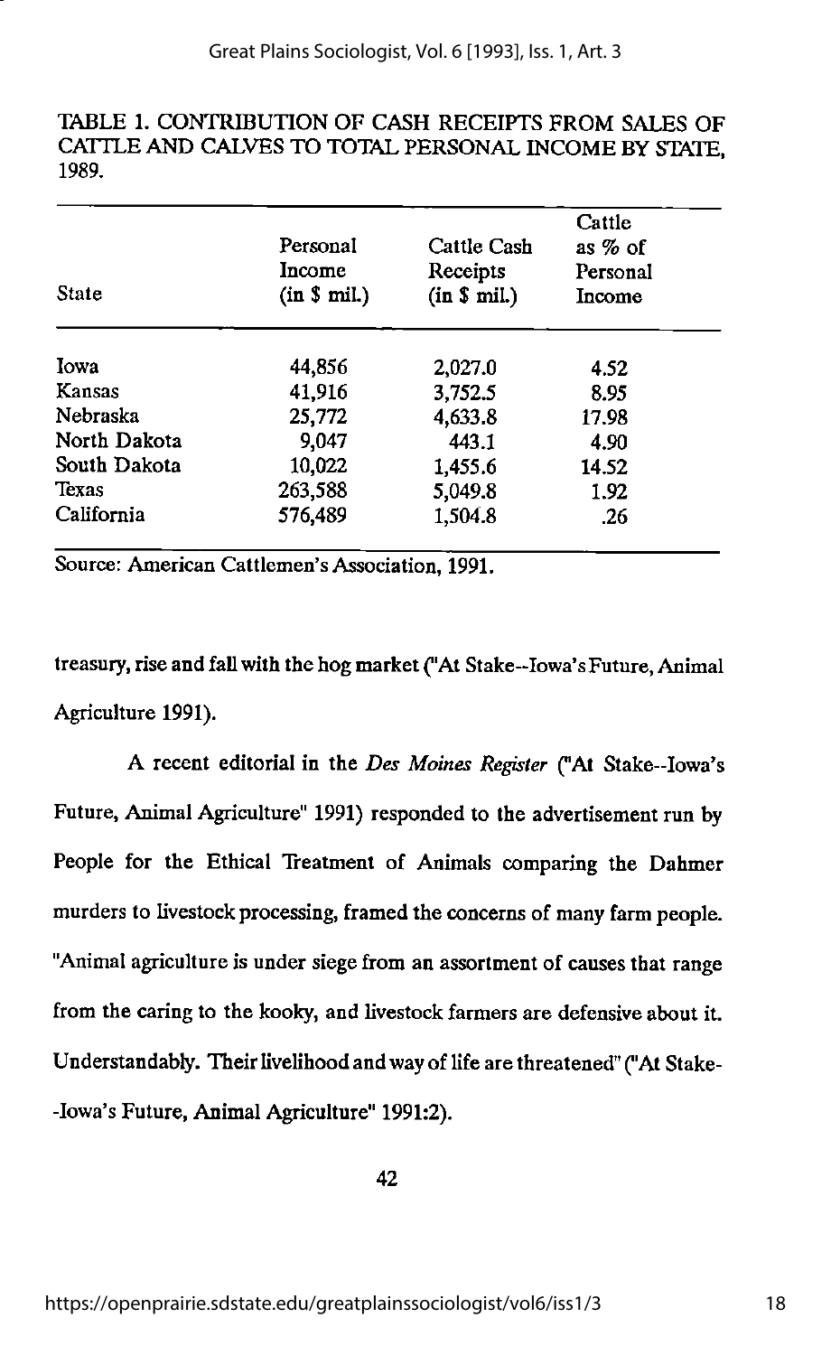TABLE 1. CONTRIBUTION OF CASH RECEIPTS FROM SALES OF CATTLE AND CALVES TO TOTAL PERSONAL INCOME BY STATE, 1989.

| State | Personal Income (in $ mil.) | Cattle Cash Receipts (in $ mil.) | Cattle as % of Personal Income |
|---|---|---|---|
| Iowa | 44,856 | 2,027.0 | 4.52 |
| Kansas | 41,916 | 3,752.5 | 8.95 |
| Nebraska | 25,772 | 4,633.8 | 17.98 |
| North Dakota | 9,047 | 443.1 | 4.90 |
| South Dakota | 10,022 | 1,455.6 | 14.52 |
| Texas | 263,588 | 5,049.8 | 1.92 |
| California | 576,489 | 1,504.8 | .26 |

Source: American Cattlemen's Association, 1991.

treasury, rise and fall with the hog market ("At Stake--Iowa's Future, Animal Agriculture 1991).

A recent editorial in the *Des Moines Register* ("At Stake--Iowa's Future, Animal Agriculture" 1991) responded to the advertisement run by People for the Ethical Treatment of Animals comparing the Dahmer murders to livestock processing, framed the concerns of many farm people. "Animal agriculture is under siege from an assortment of causes that range from the caring to the kooky, and livestock farmers are defensive about it. Understandably. Their livelihood and way of life are threatened" ("At Stake--Iowa's Future, Animal Agriculture" 1991:2).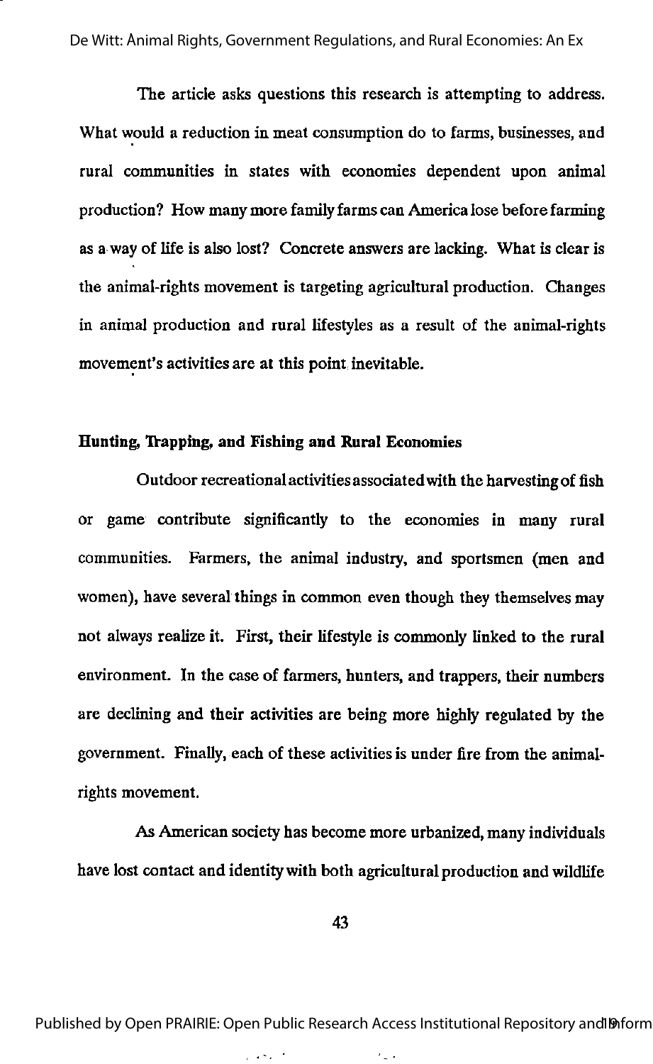The article asks questions this research is attempting to address. What would a reduction in meat consumption do to farms, businesses, and rural communities in states with economies dependent upon animal production? How many more family farms can America lose before farming as a way of life is also lost? Concrete answers are lacking. What is clear is the animal-rights movement is targeting agricultural production. Changes in animal production and rural lifestyles as a result of the animal-rights movement's activities are at this point inevitable.

### Hunting, Trapping, and Fishing and Rural Economies

Outdoor recreational activities associated with the harvesting of fish or game contribute significantly to the economies in many rural communities. Farmers, the animal industry, and sportsmen (men and women), have several things in common even though they themselves may not always realize it. First, their lifestyle is commonly linked to the rural environment. In the case of farmers, hunters, and trappers, their numbers are declining and their activities are being more highly regulated by the government. Finally, each of these activities is under fire from the animal-rights movement.

As American society has become more urbanized, many individuals have lost contact and identity with both agricultural production and wildlife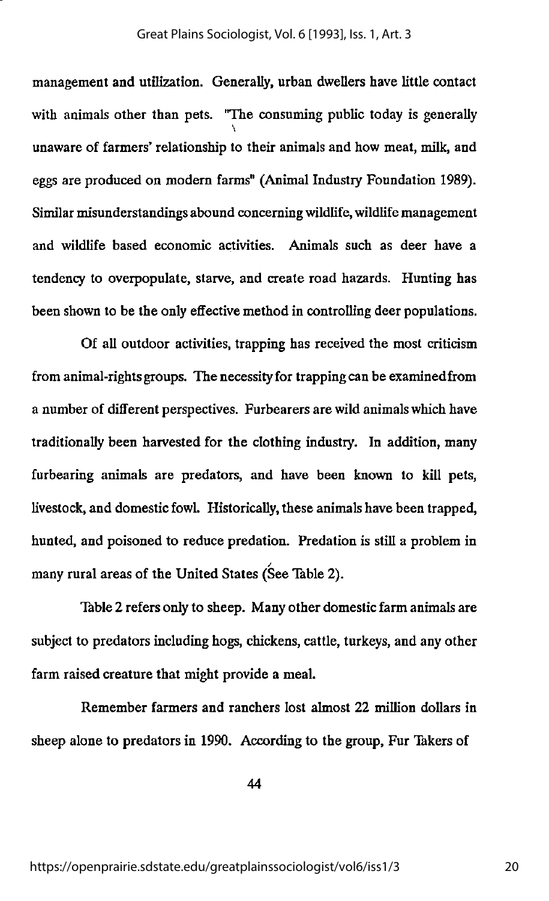management and utilization. Generally, urban dwellers have little contact with animals other than pets. "The consuming public today is generally unaware of farmers' relationship to their animals and how meat, milk, and eggs are produced on modern farms" (Animal Industry Foundation 1989). Similar misunderstandings abound concerning wildlife, wildlife management and wildlife based economic activities. Animals such as deer have a tendency to overpopulate, starve, and create road hazards. Hunting has been shown to be the only effective method in controlling deer populations.

Of all outdoor activities, trapping has received the most criticism from animal-rights groups. The necessity for trapping can be examined from a number of different perspectives. Furbearers are wild animals which have traditionally been harvested for the clothing industry. In addition, many furbearing animals are predators, and have been known to kill pets, livestock, and domestic fowl. Historically, these animals have been trapped, hunted, and poisoned to reduce predation. Predation is still a problem in many rural areas of the United States (See Table 2).

Table 2 refers only to sheep. Many other domestic farm animals are subject to predators including hogs, chickens, cattle, turkeys, and any other farm raised creature that might provide a meal.

Remember farmers and ranchers lost almost 22 million dollars in sheep alone to predators in 1990. According to the group, Fur Takers of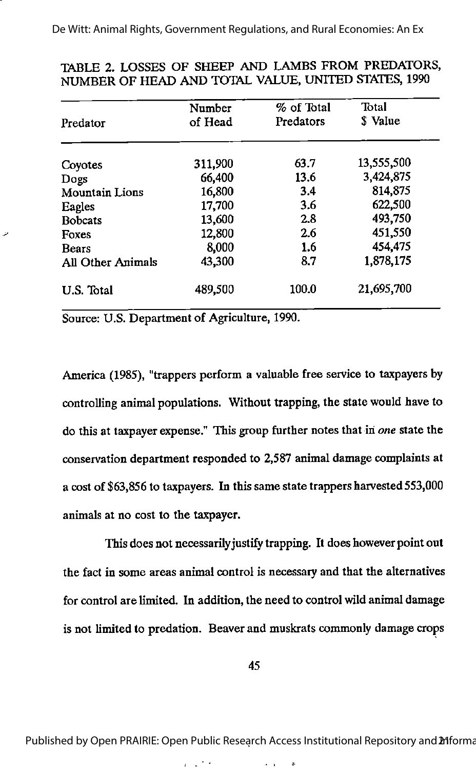TABLE 2. LOSSES OF SHEEP AND LAMBS FROM PREDATORS, NUMBER OF HEAD AND TOTAL VALUE, UNITED STATES, 1990

| Predator | Number of Head | % of Total Predators | Total $ Value |
|---|---|---|---|
| Coyotes | 311,900 | 63.7 | 13,555,500 |
| Dogs | 66,400 | 13.6 | 3,424,875 |
| Mountain Lions | 16,800 | 3.4 | 814,875 |
| Eagles | 17,700 | 3.6 | 622,500 |
| Bobcats | 13,600 | 2.8 | 493,750 |
| Foxes | 12,800 | 2.6 | 451,550 |
| Bears | 8,000 | 1.6 | 454,475 |
| All Other Animals | 43,300 | 8.7 | 1,878,175 |
| U.S. Total | 489,500 | 100.0 | 21,695,700 |

Source: U.S. Department of Agriculture, 1990.

America (1985), "trappers perform a valuable free service to taxpayers by controlling animal populations. Without trapping, the state would have to do this at taxpayer expense." This group further notes that in *one* state the conservation department responded to 2,587 animal damage complaints at a cost of $63,856 to taxpayers. In this same state trappers harvested 553,000 animals at no cost to the taxpayer.

This does not necessarily justify trapping. It does however point out the fact in some areas animal control is necessary and that the alternatives for control are limited. In addition, the need to control wild animal damage is not limited to predation. Beaver and muskrats commonly damage crops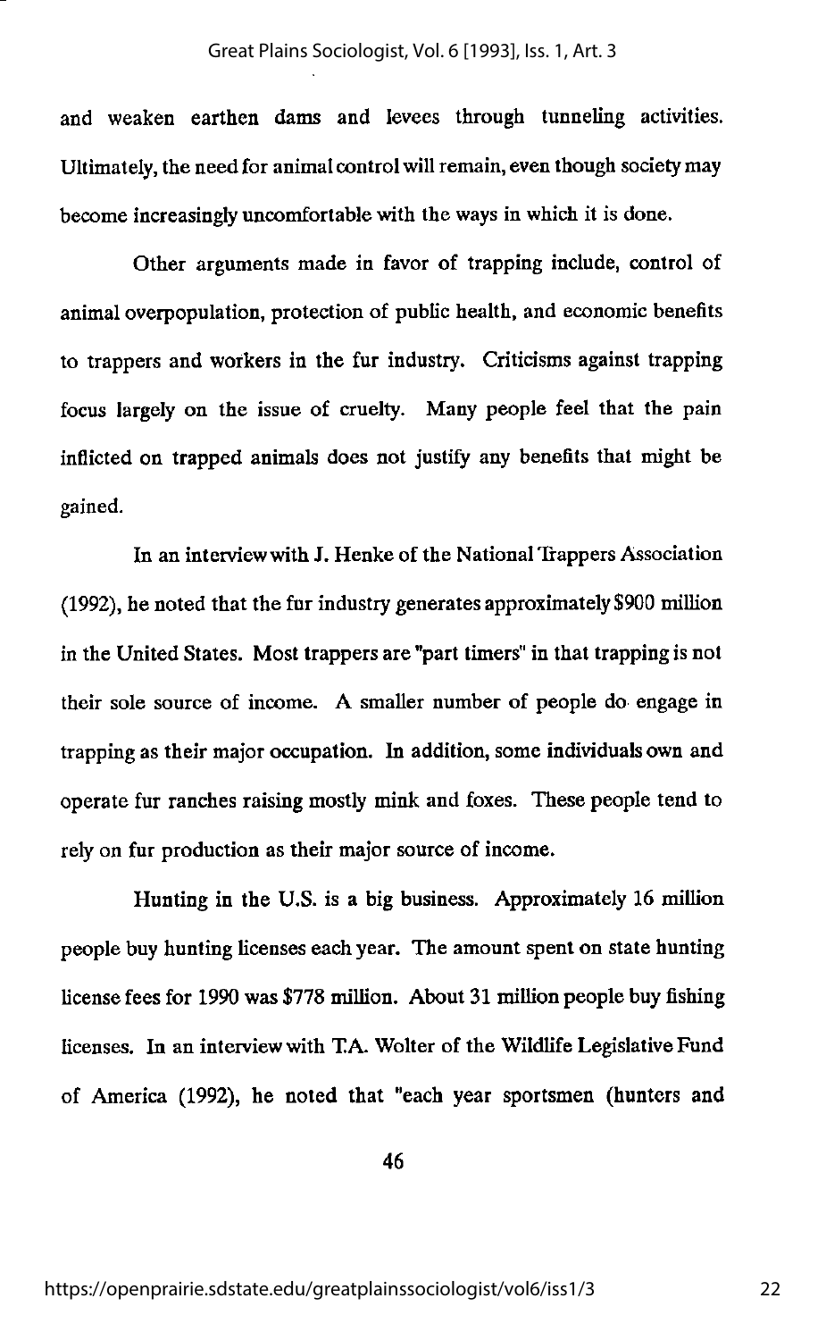and weaken earthen dams and levees through tunneling activities. Ultimately, the need for animal control will remain, even though society may become increasingly uncomfortable with the ways in which it is done.

Other arguments made in favor of trapping include, control of animal overpopulation, protection of public health, and economic benefits to trappers and workers in the fur industry. Criticisms against trapping focus largely on the issue of cruelty. Many people feel that the pain inflicted on trapped animals does not justify any benefits that might be gained.

In an interview with J. Henke of the National Trappers Association (1992), he noted that the fur industry generates approximately $900 million in the United States. Most trappers are "part timers" in that trapping is not their sole source of income. A smaller number of people do engage in trapping as their major occupation. In addition, some individuals own and operate fur ranches raising mostly mink and foxes. These people tend to rely on fur production as their major source of income.

Hunting in the U.S. is a big business. Approximately 16 million people buy hunting licenses each year. The amount spent on state hunting license fees for 1990 was $778 million. About 31 million people buy fishing licenses. In an interview with T.A. Wolter of the Wildlife Legislative Fund of America (1992), he noted that "each year sportsmen (hunters and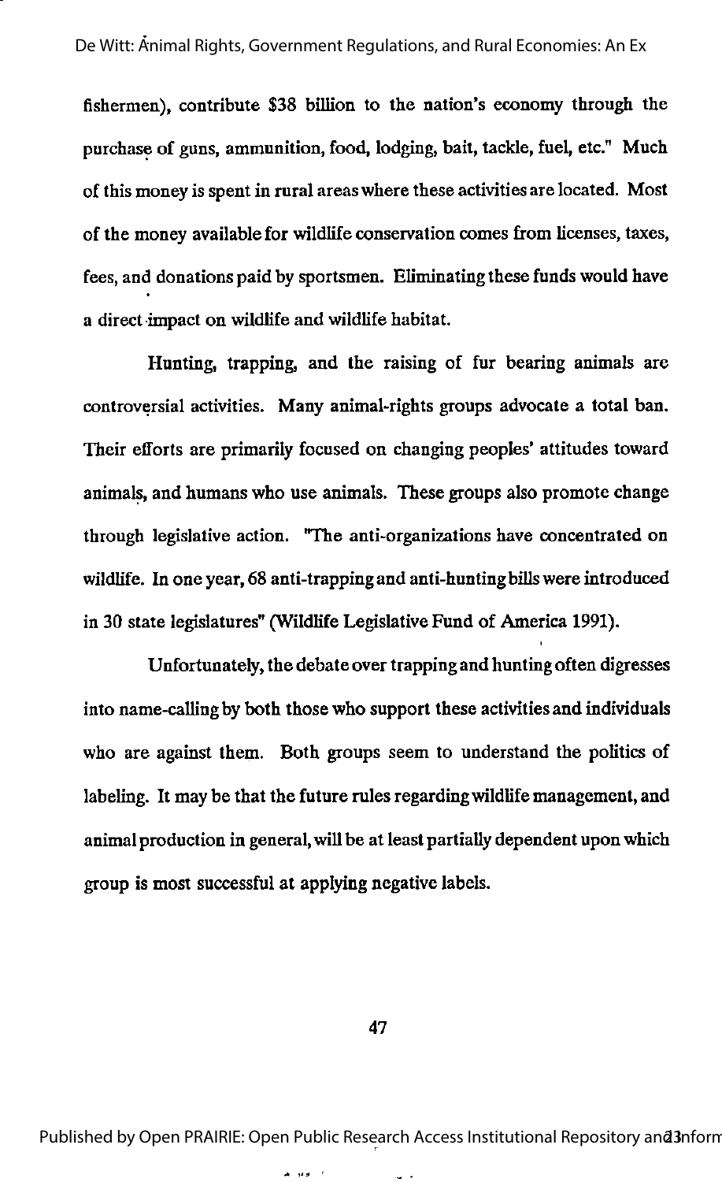fishermen), contribute $38 billion to the nation's economy through the purchase of guns, ammunition, food, lodging, bait, tackle, fuel, etc." Much of this money is spent in rural areas where these activities are located. Most of the money available for wildlife conservation comes from licenses, taxes, fees, and donations paid by sportsmen. Eliminating these funds would have a direct impact on wildlife and wildlife habitat.

Hunting, trapping, and the raising of fur bearing animals are controversial activities. Many animal-rights groups advocate a total ban. Their efforts are primarily focused on changing peoples' attitudes toward animals, and humans who use animals. These groups also promote change through legislative action. "The anti-organizations have concentrated on wildlife. In one year, 68 anti-trapping and anti-hunting bills were introduced in 30 state legislatures" (Wildlife Legislative Fund of America 1991).

Unfortunately, the debate over trapping and hunting often digresses into name-calling by both those who support these activities and individuals who are against them. Both groups seem to understand the politics of labeling. It may be that the future rules regarding wildlife management, and animal production in general, will be at least partially dependent upon which group is most successful at applying negative labels.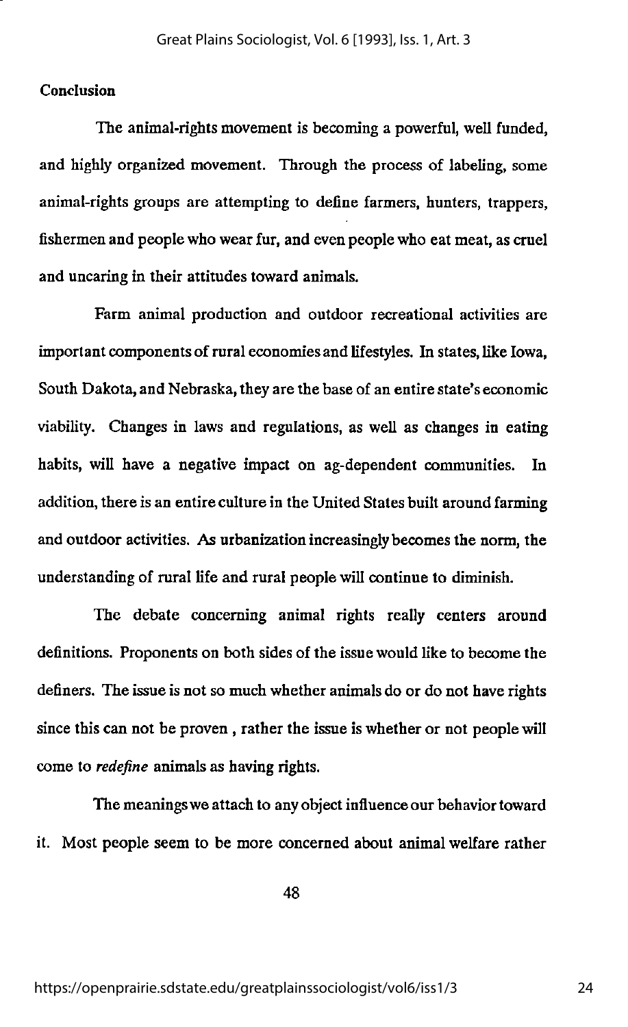## Conclusion

The animal-rights movement is becoming a powerful, well funded, and highly organized movement. Through the process of labeling, some animal-rights groups are attempting to define farmers, hunters, trappers, fishermen and people who wear fur, and even people who eat meat, as cruel and uncaring in their attitudes toward animals.

Farm animal production and outdoor recreational activities are important components of rural economies and lifestyles. In states, like Iowa, South Dakota, and Nebraska, they are the base of an entire state's economic viability. Changes in laws and regulations, as well as changes in eating habits, will have a negative impact on ag-dependent communities. In addition, there is an entire culture in the United States built around farming and outdoor activities. As urbanization increasingly becomes the norm, the understanding of rural life and rural people will continue to diminish.

The debate concerning animal rights really centers around definitions. Proponents on both sides of the issue would like to become the definers. The issue is not so much whether animals do or do not have rights since this can not be proven , rather the issue is whether or not people will come to *redefine* animals as having rights.

The meanings we attach to any object influence our behavior toward it. Most people seem to be more concerned about animal welfare rather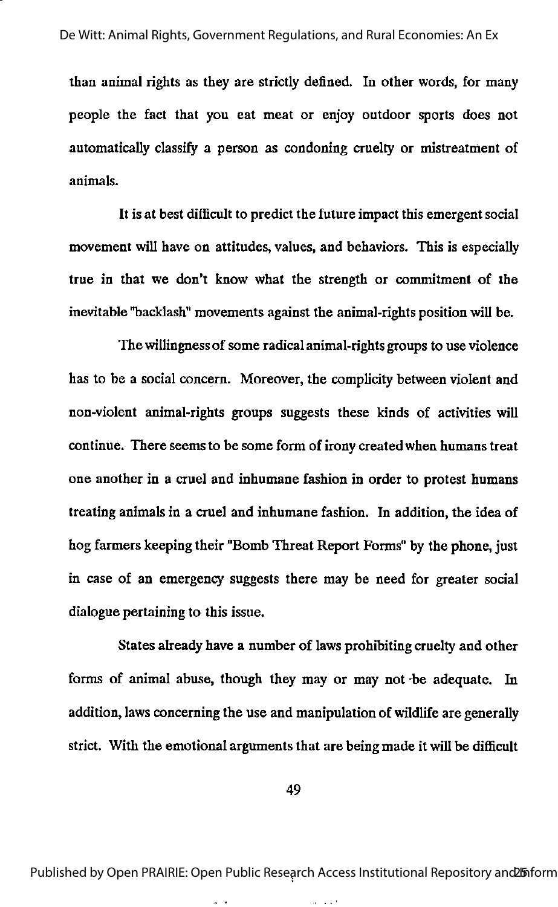than animal rights as they are strictly defined. In other words, for many people the fact that you eat meat or enjoy outdoor sports does not automatically classify a person as condoning cruelty or mistreatment of animals.

It is at best difficult to predict the future impact this emergent social movement will have on attitudes, values, and behaviors. This is especially true in that we don't know what the strength or commitment of the inevitable "backlash" movements against the animal-rights position will be.

The willingness of some radical animal-rights groups to use violence has to be a social concern. Moreover, the complicity between violent and non-violent animal-rights groups suggests these kinds of activities will continue. There seems to be some form of irony created when humans treat one another in a cruel and inhumane fashion in order to protest humans treating animals in a cruel and inhumane fashion. In addition, the idea of hog farmers keeping their "Bomb Threat Report Forms" by the phone, just in case of an emergency suggests there may be need for greater social dialogue pertaining to this issue.

States already have a number of laws prohibiting cruelty and other forms of animal abuse, though they may or may not be adequate. In addition, laws concerning the use and manipulation of wildlife are generally strict. With the emotional arguments that are being made it will be difficult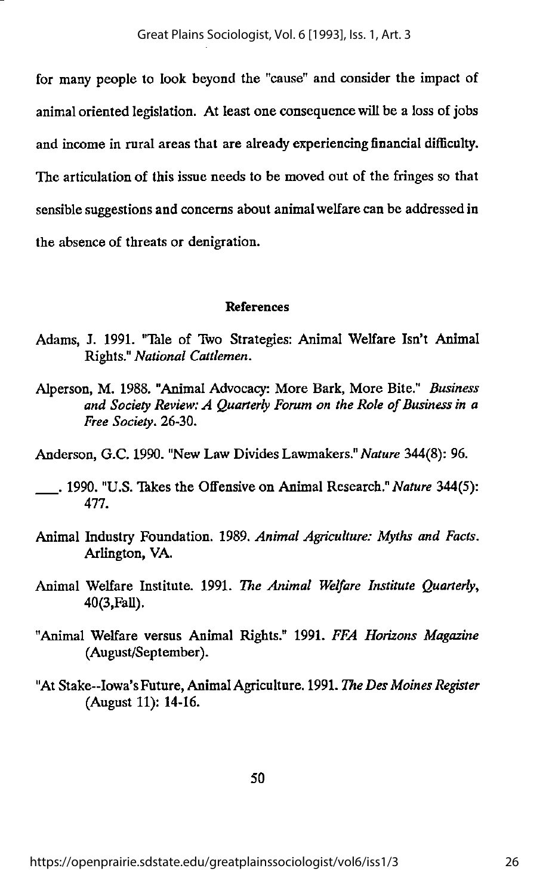for many people to look beyond the "cause" and consider the impact of animal oriented legislation. At least one consequence will be a loss of jobs and income in rural areas that are already experiencing financial difficulty. The articulation of this issue needs to be moved out of the fringes so that sensible suggestions and concerns about animal welfare can be addressed in the absence of threats or denigration.

## References

Adams, J. 1991. "Tale of Two Strategies: Animal Welfare Isn't Animal Rights." *National Cattlemen*.

Alperson, M. 1988. "Animal Advocacy: More Bark, More Bite." *Business and Society Review: A Quarterly Forum on the Role of Business in a Free Society*. 26-30.

Anderson, G.C. 1990. "New Law Divides Lawmakers." *Nature* 344(8): 96.

\_\_\_. 1990. "U.S. Takes the Offensive on Animal Research." *Nature* 344(5): 477.

Animal Industry Foundation. 1989. *Animal Agriculture: Myths and Facts*. Arlington, VA.

Animal Welfare Institute. 1991. *The Animal Welfare Institute Quarterly*, 40(3,Fall).

"Animal Welfare versus Animal Rights." 1991. *FFA Horizons Magazine* (August/September).

"At Stake--Iowa's Future, Animal Agriculture. 1991. *The Des Moines Register* (August 11): 14-16.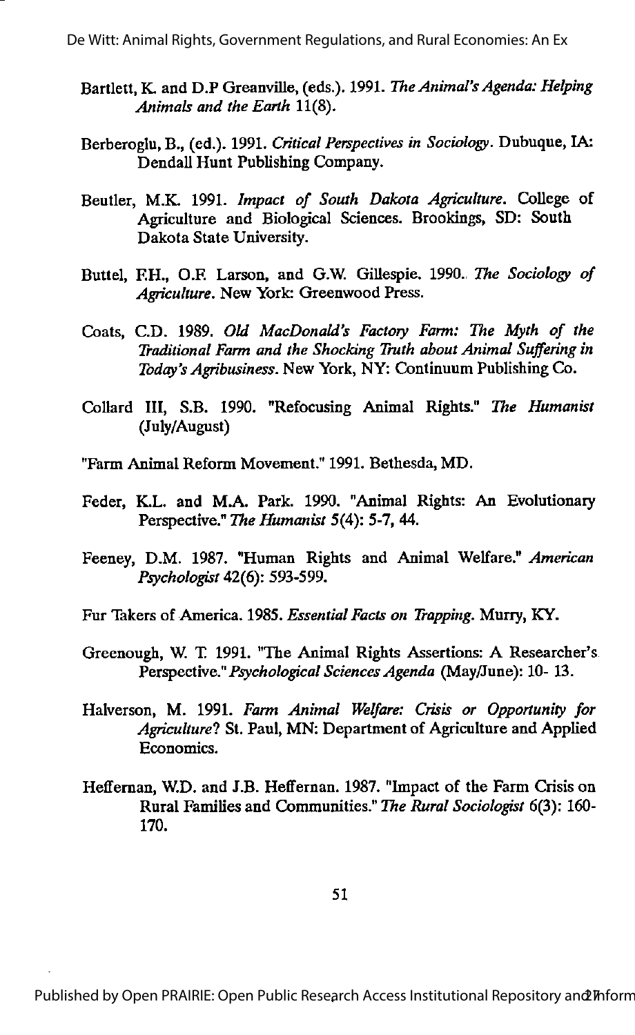Bartlett, K. and D.P Greanville, (eds.). 1991. *The Animal's Agenda: Helping Animals and the Earth* 11(8).

Berberoglu, B., (ed.). 1991. *Critical Perspectives in Sociology*. Dubuque, IA: Dendall Hunt Publishing Company.

Beutler, M.K. 1991. *Impact of South Dakota Agriculture*. College of Agriculture and Biological Sciences. Brookings, SD: South Dakota State University.

Buttel, F.H., O.F. Larson, and G.W. Gillespie. 1990. *The Sociology of Agriculture*. New York: Greenwood Press.

Coats, C.D. 1989. *Old MacDonald's Factory Farm: The Myth of the Traditional Farm and the Shocking Truth about Animal Suffering in Today's Agribusiness*. New York, NY: Continuum Publishing Co.

Collard III, S.B. 1990. "Refocusing Animal Rights." *The Humanist* (July/August)

"Farm Animal Reform Movement." 1991. Bethesda, MD.

Feder, K.L. and M.A. Park. 1990. "Animal Rights: An Evolutionary Perspective." *The Humanist* 5(4): 5-7, 44.

Feeney, D.M. 1987. "Human Rights and Animal Welfare." *American Psychologist* 42(6): 593-599.

Fur Takers of America. 1985. *Essential Facts on Trapping*. Murry, KY.

Greenough, W. T. 1991. "The Animal Rights Assertions: A Researcher's Perspective." *Psychological Sciences Agenda* (May/June): 10- 13.

Halverson, M. 1991. *Farm Animal Welfare: Crisis or Opportunity for Agriculture*? St. Paul, MN: Department of Agriculture and Applied Economics.

Heffernan, W.D. and J.B. Heffernan. 1987. "Impact of the Farm Crisis on Rural Families and Communities." *The Rural Sociologist* 6(3): 160-170.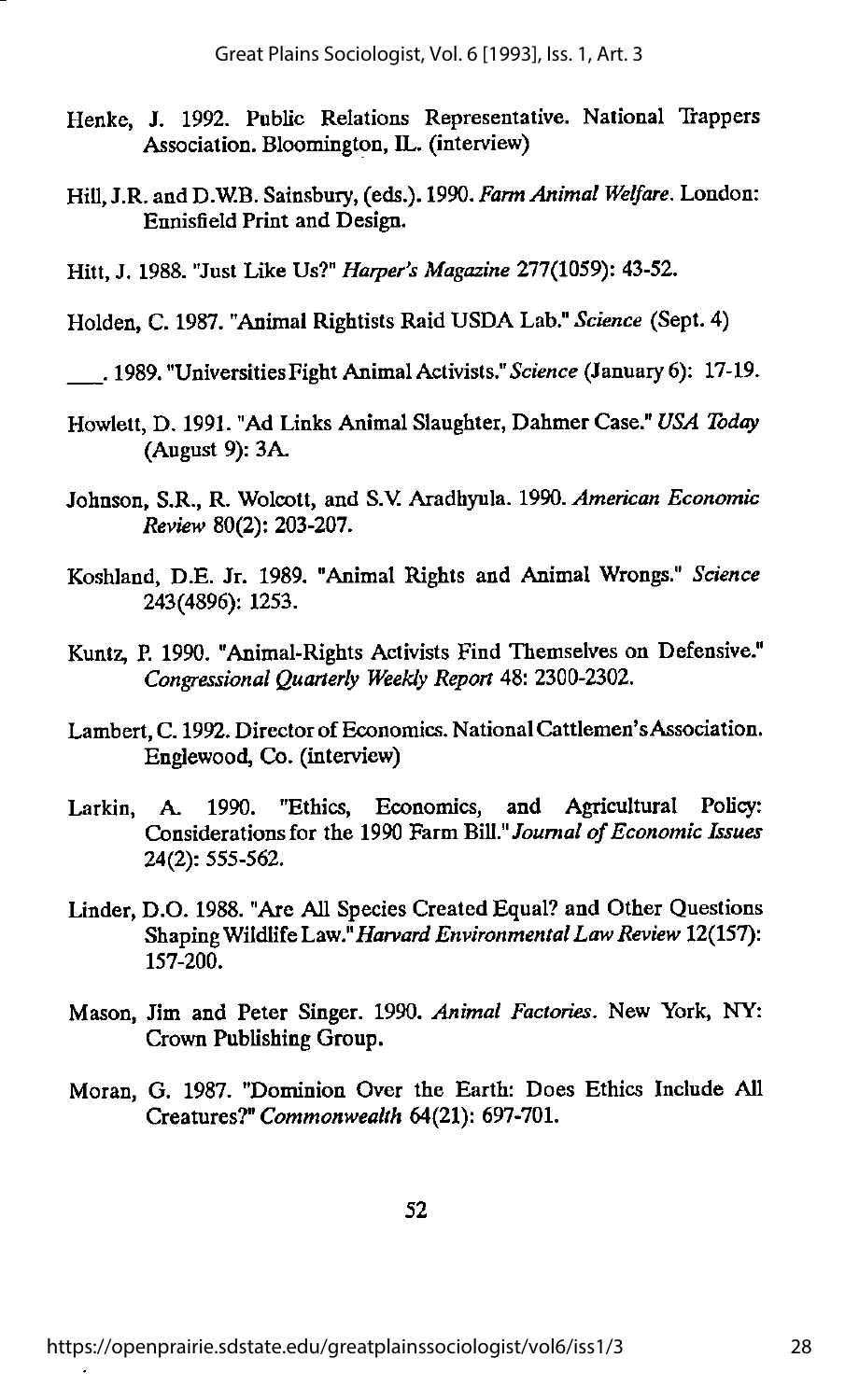Henke, J. 1992. Public Relations Representative. National Trappers Association. Bloomington, IL. (interview)

Hill, J.R. and D.W.B. Sainsbury, (eds.). 1990. *Farm Animal Welfare*. London: Ennisfield Print and Design.

Hitt, J. 1988. "Just Like Us?" *Harper's Magazine* 277(1059): 43-52.

Holden, C. 1987. "Animal Rightists Raid USDA Lab." *Science* (Sept. 4)

\_\_\_. 1989. "Universities Fight Animal Activists." *Science* (January 6): 17-19.

Howlett, D. 1991. "Ad Links Animal Slaughter, Dahmer Case." *USA Today* (August 9): 3A.

Johnson, S.R., R. Wolcott, and S.V. Aradhyula. 1990. *American Economic Review* 80(2): 203-207.

Koshland, D.E. Jr. 1989. "Animal Rights and Animal Wrongs." *Science* 243(4896): 1253.

Kuntz, P. 1990. "Animal-Rights Activists Find Themselves on Defensive." *Congressional Quarterly Weekly Report* 48: 2300-2302.

Lambert, C. 1992. Director of Economics. National Cattlemen's Association. Englewood, Co. (interview)

Larkin, A. 1990. "Ethics, Economics, and Agricultural Policy: Considerations for the 1990 Farm Bill." *Journal of Economic Issues* 24(2): 555-562.

Linder, D.O. 1988. "Are All Species Created Equal? and Other Questions Shaping Wildlife Law." *Harvard Environmental Law Review* 12(157): 157-200.

Mason, Jim and Peter Singer. 1990. *Animal Factories*. New York, NY: Crown Publishing Group.

Moran, G. 1987. "Dominion Over the Earth: Does Ethics Include All Creatures?" *Commonwealth* 64(21): 697-701.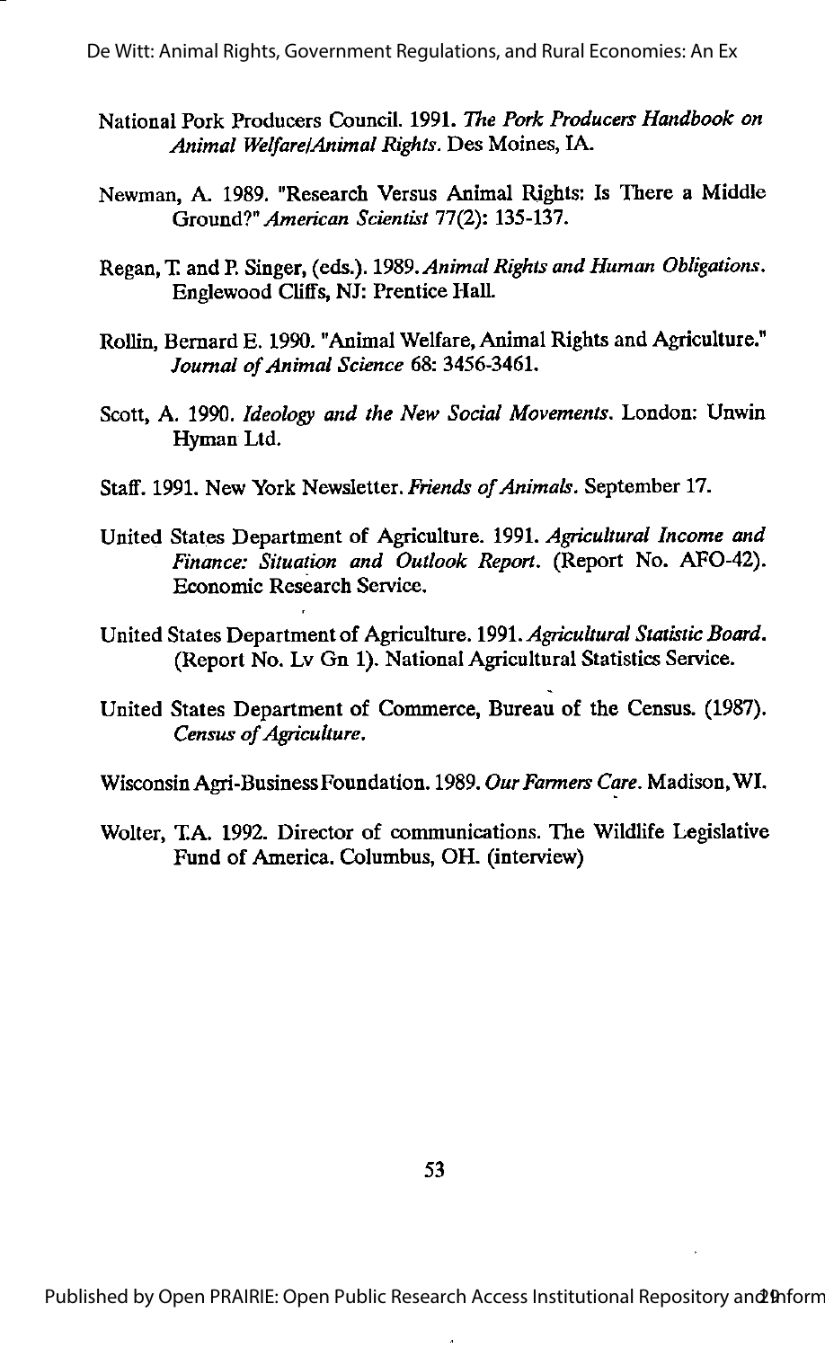National Pork Producers Council. 1991. *The Pork Producers Handbook on Animal Welfare/Animal Rights*. Des Moines, IA.

Newman, A. 1989. "Research Versus Animal Rights: Is There a Middle Ground?" *American Scientist* 77(2): 135-137.

Regan, T. and P. Singer, (eds.). 1989. *Animal Rights and Human Obligations*. Englewood Cliffs, NJ: Prentice Hall.

Rollin, Bernard E. 1990. "Animal Welfare, Animal Rights and Agriculture." *Journal of Animal Science* 68: 3456-3461.

Scott, A. 1990. *Ideology and the New Social Movements*. London: Unwin Hyman Ltd.

Staff. 1991. New York Newsletter. *Friends of Animals*. September 17.

United States Department of Agriculture. 1991. *Agricultural Income and Finance: Situation and Outlook Report*. (Report No. AFO-42). Economic Research Service.

United States Department of Agriculture. 1991. *Agricultural Statistic Board*. (Report No. Lv Gn 1). National Agricultural Statistics Service.

United States Department of Commerce, Bureau of the Census. (1987). *Census of Agriculture*.

Wisconsin Agri-Business Foundation. 1989. *Our Farmers Care*. Madison, WI.

Wolter, T.A. 1992. Director of communications. The Wildlife Legislative Fund of America. Columbus, OH. (interview)